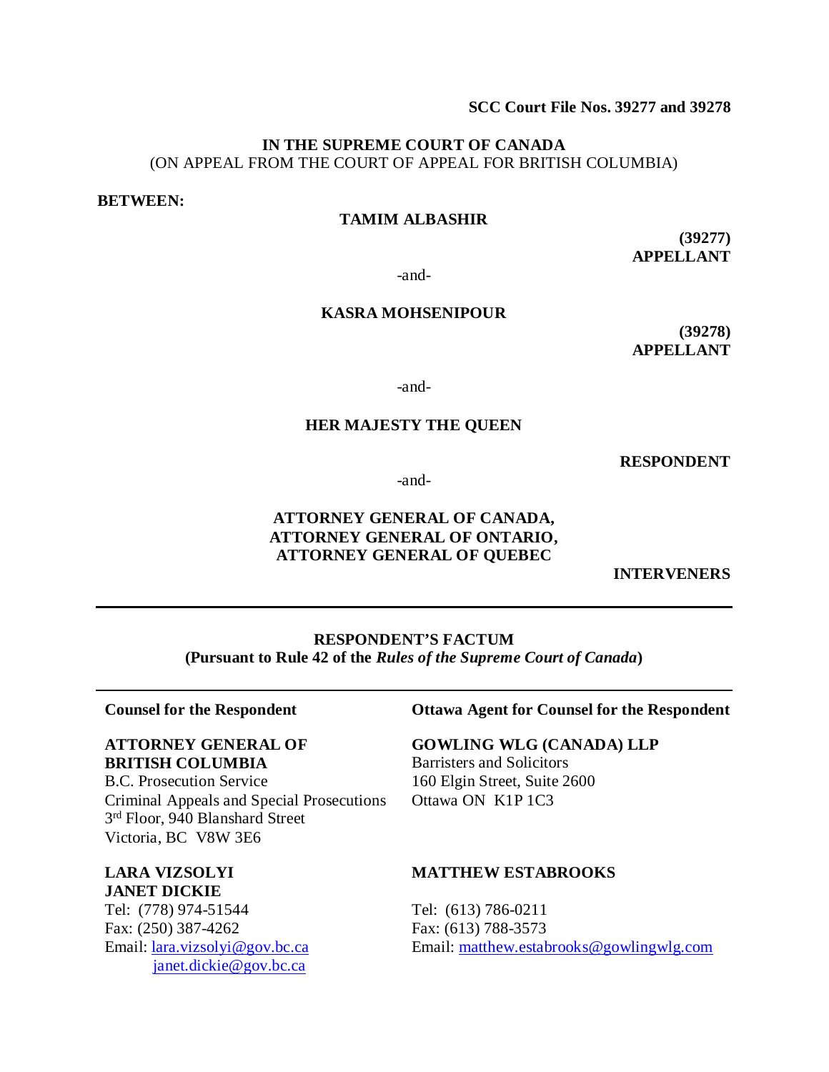**SCC Court File Nos. 39277 and 39278**

**IN THE SUPREME COURT OF CANADA**
(ON APPEAL FROM THE COURT OF APPEAL FOR BRITISH COLUMBIA)

**BETWEEN:**

**TAMIM ALBASHIR**

**(39277)**
**APPELLANT**

-and-

**KASRA MOHSENIPOUR**

**(39278)**
**APPELLANT**

-and-

**HER MAJESTY THE QUEEN**

**RESPONDENT**

-and-

**ATTORNEY GENERAL OF CANADA,**
**ATTORNEY GENERAL OF ONTARIO,**
**ATTORNEY GENERAL OF QUEBEC**

**INTERVENERS**

---

**RESPONDENT'S FACTUM**
**(Pursuant to Rule 42 of the *Rules of the Supreme Court of Canada*)**

---

**Counsel for the Respondent**

**ATTORNEY GENERAL OF BRITISH COLUMBIA**
B.C. Prosecution Service
Criminal Appeals and Special Prosecutions
3rd Floor, 940 Blanshard Street
Victoria, BC V8W 3E6

**LARA VIZSOLYI**
**JANET DICKIE**
Tel: (778) 974-51544
Fax: (250) 387-4262
Email: lara.vizsolyi@gov.bc.ca
janet.dickie@gov.bc.ca

**Ottawa Agent for Counsel for the Respondent**

**GOWLING WLG (CANADA) LLP**
Barristers and Solicitors
160 Elgin Street, Suite 2600
Ottawa ON K1P 1C3

**MATTHEW ESTABROOKS**

Tel: (613) 786-0211
Fax: (613) 788-3573
Email: matthew.estabrooks@gowlingwlg.com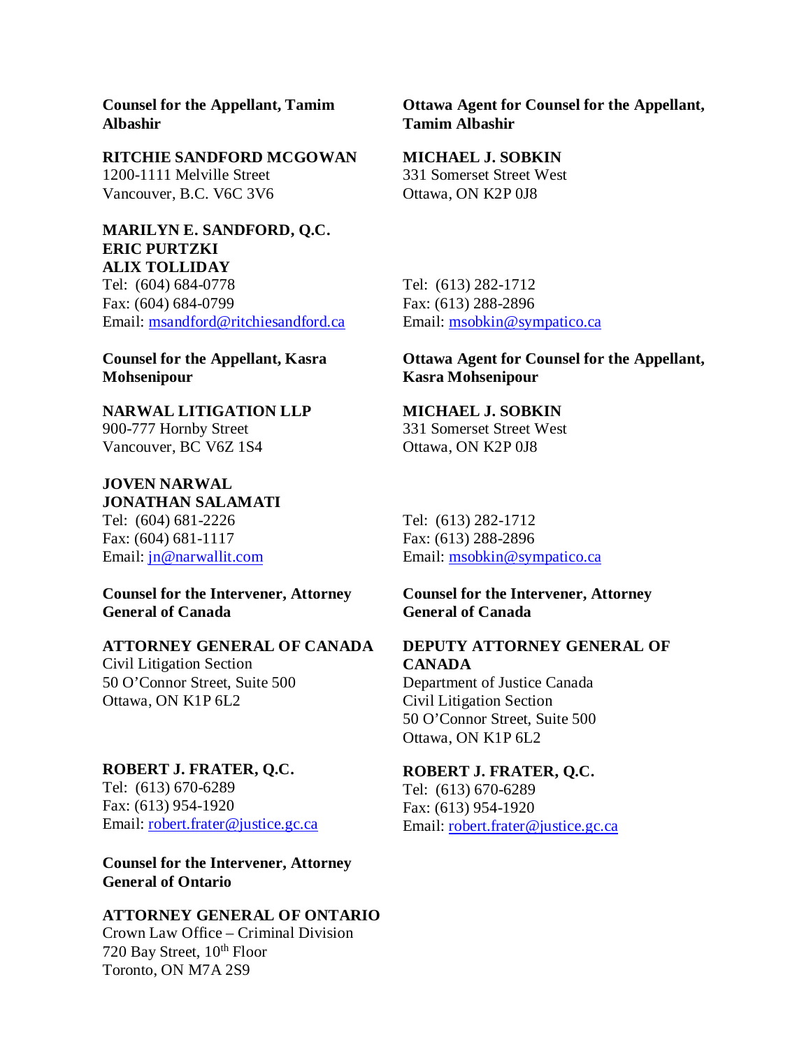**Counsel for the Appellant, Tamim Albashir**

**RITCHIE SANDFORD MCGOWAN**
1200-1111 Melville Street
Vancouver, B.C. V6C 3V6

**MARILYN E. SANDFORD, Q.C.**
**ERIC PURTZKI**
**ALIX TOLLIDAY**
Tel: (604) 684-0778
Fax: (604) 684-0799
Email: msandford@ritchiesandford.ca

**Ottawa Agent for Counsel for the Appellant, Tamim Albashir**

**MICHAEL J. SOBKIN**
331 Somerset Street West
Ottawa, ON K2P 0J8

Tel: (613) 282-1712
Fax: (613) 288-2896
Email: msobkin@sympatico.ca

**Counsel for the Appellant, Kasra Mohsenipour**

**NARWAL LITIGATION LLP**
900-777 Hornby Street
Vancouver, BC V6Z 1S4

**JOVEN NARWAL**
**JONATHAN SALAMATI**
Tel: (604) 681-2226
Fax: (604) 681-1117
Email: jn@narwallit.com

**Ottawa Agent for Counsel for the Appellant, Kasra Mohsenipour**

**MICHAEL J. SOBKIN**
331 Somerset Street West
Ottawa, ON K2P 0J8

Tel: (613) 282-1712
Fax: (613) 288-2896
Email: msobkin@sympatico.ca

**Counsel for the Intervener, Attorney General of Canada**

**ATTORNEY GENERAL OF CANADA**
Civil Litigation Section
50 O'Connor Street, Suite 500
Ottawa, ON K1P 6L2

**ROBERT J. FRATER, Q.C.**
Tel: (613) 670-6289
Fax: (613) 954-1920
Email: robert.frater@justice.gc.ca

**Counsel for the Intervener, Attorney General of Canada**

**DEPUTY ATTORNEY GENERAL OF CANADA**
Department of Justice Canada
Civil Litigation Section
50 O'Connor Street, Suite 500
Ottawa, ON K1P 6L2

**ROBERT J. FRATER, Q.C.**
Tel: (613) 670-6289
Fax: (613) 954-1920
Email: robert.frater@justice.gc.ca

**Counsel for the Intervener, Attorney General of Ontario**

**ATTORNEY GENERAL OF ONTARIO**
Crown Law Office – Criminal Division
720 Bay Street, 10th Floor
Toronto, ON M7A 2S9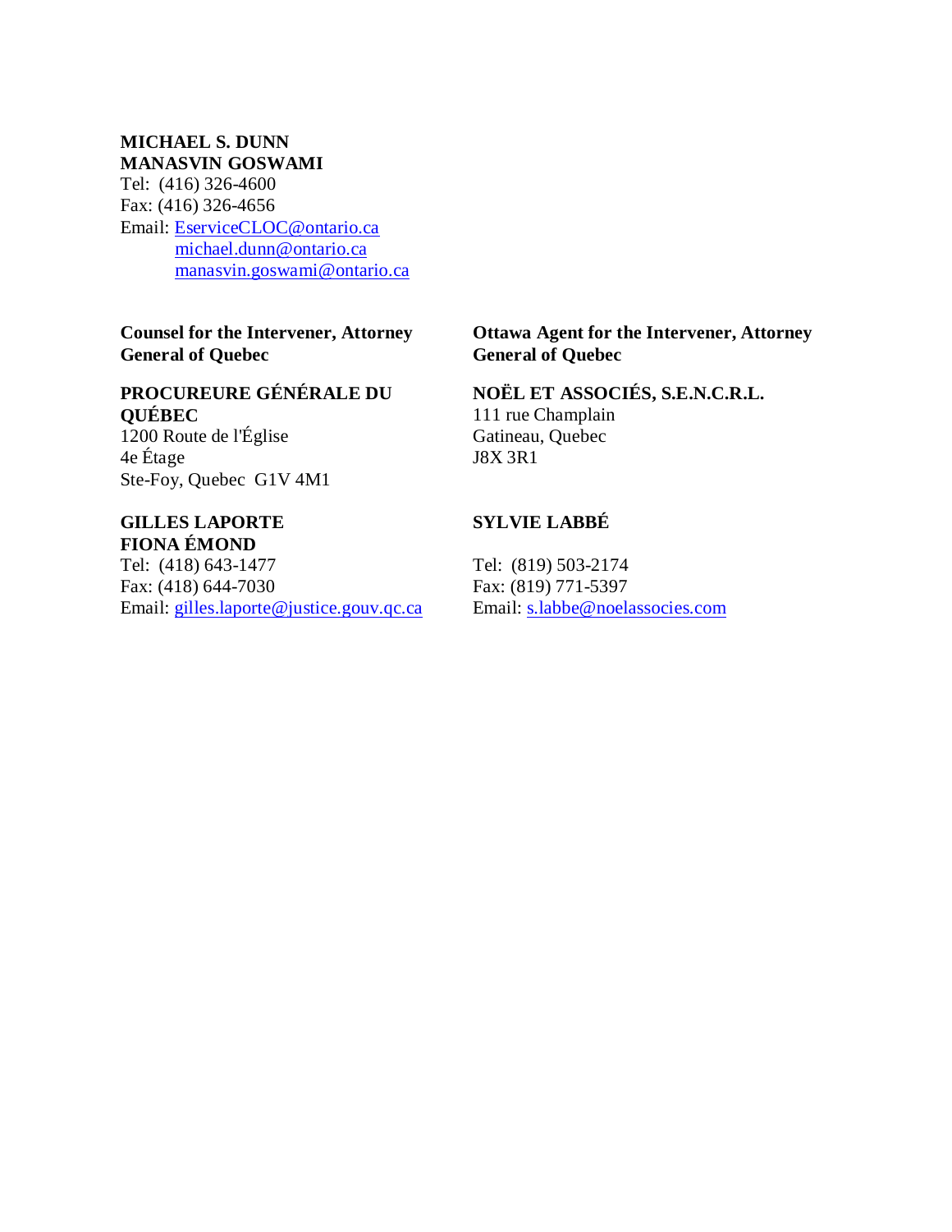**MICHAEL S. DUNN**
**MANASVIN GOSWAMI**
Tel: (416) 326-4600
Fax: (416) 326-4656
Email: EserviceCLOC@ontario.ca
michael.dunn@ontario.ca
manasvin.goswami@ontario.ca

**Counsel for the Intervener, Attorney General of Quebec**

**PROCUREURE GÉNÉRALE DU QUÉBEC**
1200 Route de l'Église
4e Étage
Ste-Foy, Quebec G1V 4M1

**GILLES LAPORTE**
**FIONA ÉMOND**
Tel: (418) 643-1477
Fax: (418) 644-7030
Email: gilles.laporte@justice.gouv.qc.ca

**Ottawa Agent for the Intervener, Attorney General of Quebec**

**NOËL ET ASSOCIÉS, S.E.N.C.R.L.**
111 rue Champlain
Gatineau, Quebec
J8X 3R1

**SYLVIE LABBÉ**

Tel: (819) 503-2174
Fax: (819) 771-5397
Email: s.labbe@noelassocies.com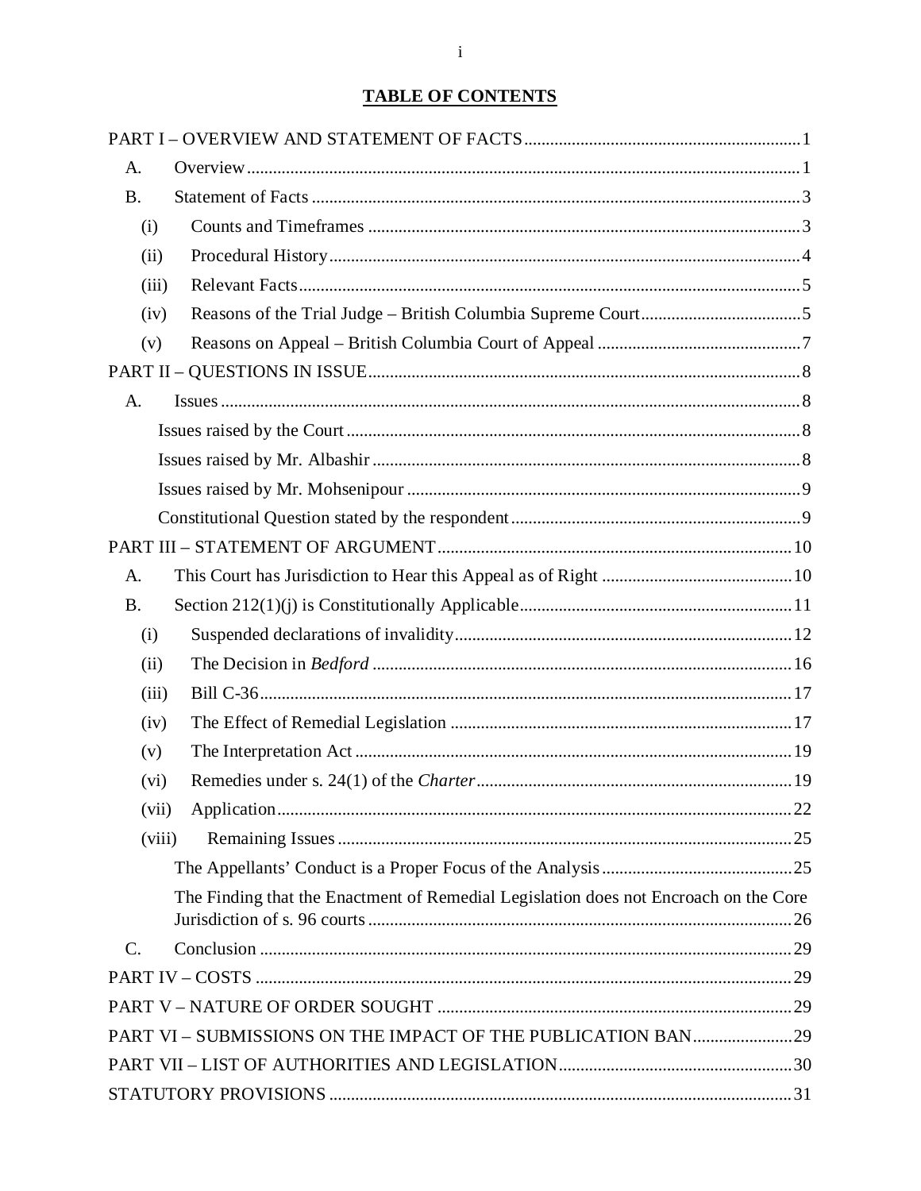## TABLE OF CONTENTS

PART I – OVERVIEW AND STATEMENT OF FACTS ........ 1

- A. Overview ........ 1
- B. Statement of Facts ........ 3
  - (i) Counts and Timeframes ........ 3
  - (ii) Procedural History ........ 4
  - (iii) Relevant Facts ........ 5
  - (iv) Reasons of the Trial Judge – British Columbia Supreme Court ........ 5
  - (v) Reasons on Appeal – British Columbia Court of Appeal ........ 7

PART II – QUESTIONS IN ISSUE ........ 8

- A. Issues ........ 8
  - Issues raised by the Court ........ 8
  - Issues raised by Mr. Albashir ........ 8
  - Issues raised by Mr. Mohsenipour ........ 9
  - Constitutional Question stated by the respondent ........ 9

PART III – STATEMENT OF ARGUMENT ........ 10

- A. This Court has Jurisdiction to Hear this Appeal as of Right ........ 10
- B. Section 212(1)(j) is Constitutionally Applicable ........ 11
  - (i) Suspended declarations of invalidity ........ 12
  - (ii) The Decision in *Bedford* ........ 16
  - (iii) Bill C-36 ........ 17
  - (iv) The Effect of Remedial Legislation ........ 17
  - (v) The Interpretation Act ........ 19
  - (vi) Remedies under s. 24(1) of the *Charter* ........ 19
  - (vii) Application ........ 22
  - (viii) Remaining Issues ........ 25
    - The Appellants' Conduct is a Proper Focus of the Analysis ........ 25
    - The Finding that the Enactment of Remedial Legislation does not Encroach on the Core Jurisdiction of s. 96 courts ........ 26
- C. Conclusion ........ 29

PART IV – COSTS ........ 29

PART V – NATURE OF ORDER SOUGHT ........ 29

PART VI – SUBMISSIONS ON THE IMPACT OF THE PUBLICATION BAN ........ 29

PART VII – LIST OF AUTHORITIES AND LEGISLATION ........ 30

STATUTORY PROVISIONS ........ 31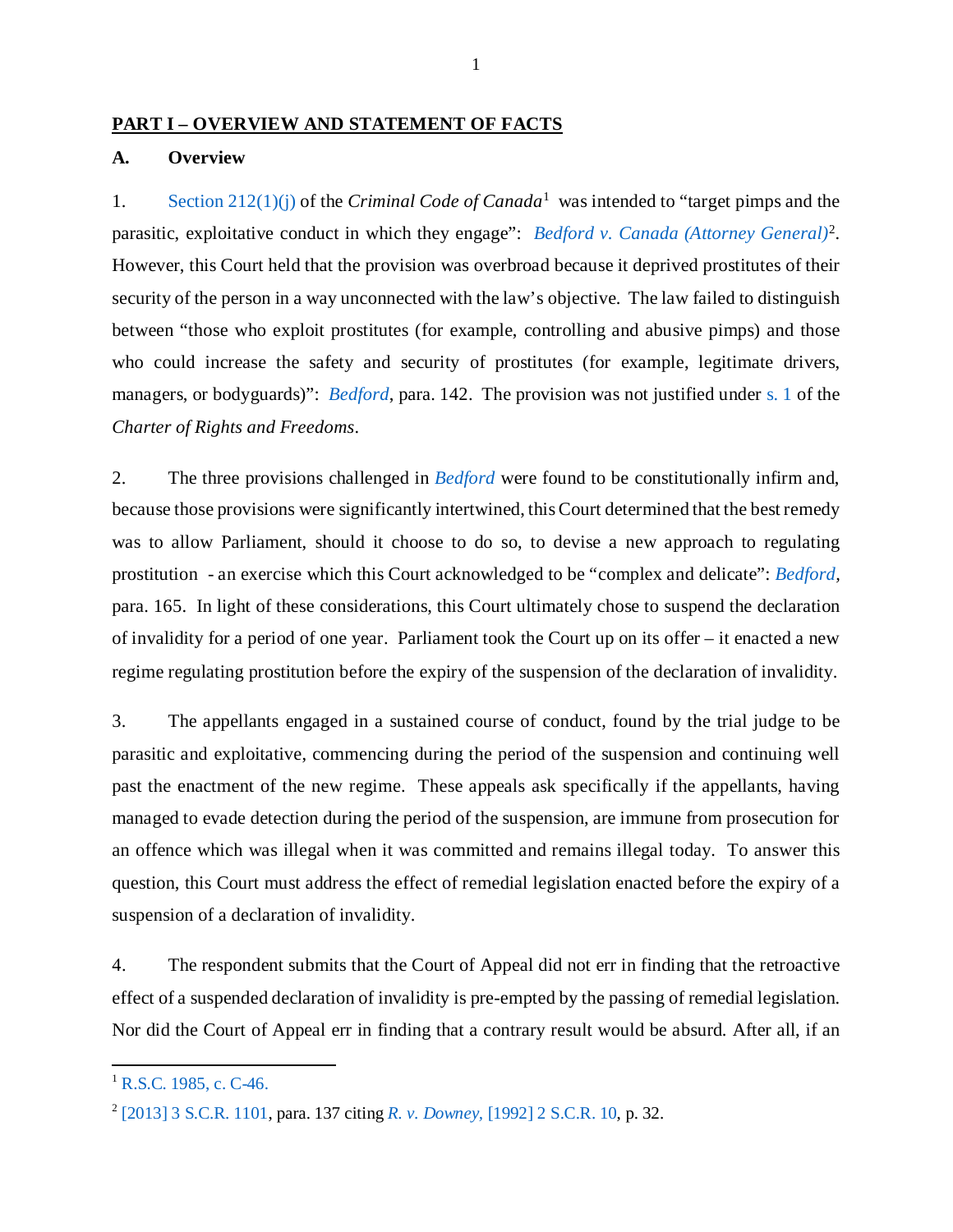## PART I – OVERVIEW AND STATEMENT OF FACTS

### A. Overview

1. Section 212(1)(j) of the *Criminal Code of Canada*[1] was intended to "target pimps and the parasitic, exploitative conduct in which they engage": *Bedford v. Canada (Attorney General)*[2]. However, this Court held that the provision was overbroad because it deprived prostitutes of their security of the person in a way unconnected with the law's objective. The law failed to distinguish between "those who exploit prostitutes (for example, controlling and abusive pimps) and those who could increase the safety and security of prostitutes (for example, legitimate drivers, managers, or bodyguards)": *Bedford*, para. 142. The provision was not justified under s. 1 of the *Charter of Rights and Freedoms*.

2. The three provisions challenged in *Bedford* were found to be constitutionally infirm and, because those provisions were significantly intertwined, this Court determined that the best remedy was to allow Parliament, should it choose to do so, to devise a new approach to regulating prostitution - an exercise which this Court acknowledged to be "complex and delicate": *Bedford*, para. 165. In light of these considerations, this Court ultimately chose to suspend the declaration of invalidity for a period of one year. Parliament took the Court up on its offer – it enacted a new regime regulating prostitution before the expiry of the suspension of the declaration of invalidity.

3. The appellants engaged in a sustained course of conduct, found by the trial judge to be parasitic and exploitative, commencing during the period of the suspension and continuing well past the enactment of the new regime. These appeals ask specifically if the appellants, having managed to evade detection during the period of the suspension, are immune from prosecution for an offence which was illegal when it was committed and remains illegal today. To answer this question, this Court must address the effect of remedial legislation enacted before the expiry of a suspension of a declaration of invalidity.

4. The respondent submits that the Court of Appeal did not err in finding that the retroactive effect of a suspended declaration of invalidity is pre-empted by the passing of remedial legislation. Nor did the Court of Appeal err in finding that a contrary result would be absurd. After all, if an

[1] R.S.C. 1985, c. C-46.

[2] [2013] 3 S.C.R. 1101, para. 137 citing *R. v. Downey,* [1992] 2 S.C.R. 10, p. 32.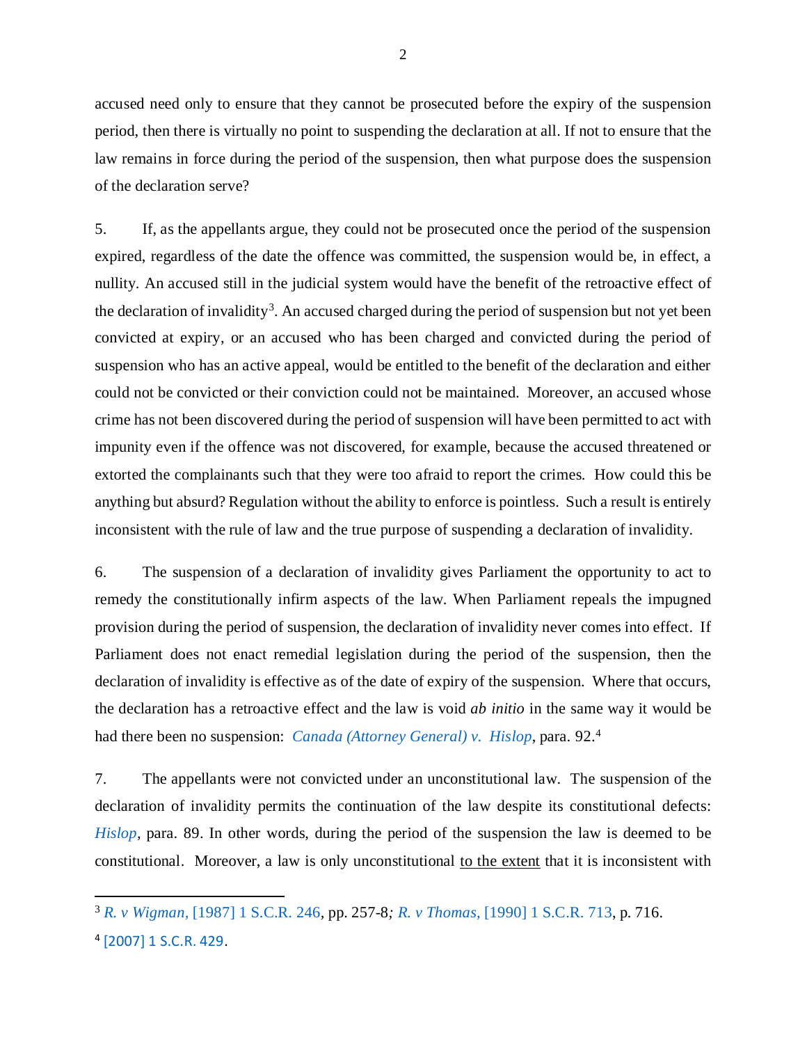accused need only to ensure that they cannot be prosecuted before the expiry of the suspension period, then there is virtually no point to suspending the declaration at all. If not to ensure that the law remains in force during the period of the suspension, then what purpose does the suspension of the declaration serve?

5. If, as the appellants argue, they could not be prosecuted once the period of the suspension expired, regardless of the date the offence was committed, the suspension would be, in effect, a nullity. An accused still in the judicial system would have the benefit of the retroactive effect of the declaration of invalidity[3]. An accused charged during the period of suspension but not yet been convicted at expiry, or an accused who has been charged and convicted during the period of suspension who has an active appeal, would be entitled to the benefit of the declaration and either could not be convicted or their conviction could not be maintained. Moreover, an accused whose crime has not been discovered during the period of suspension will have been permitted to act with impunity even if the offence was not discovered, for example, because the accused threatened or extorted the complainants such that they were too afraid to report the crimes. How could this be anything but absurd? Regulation without the ability to enforce is pointless. Such a result is entirely inconsistent with the rule of law and the true purpose of suspending a declaration of invalidity.

6. The suspension of a declaration of invalidity gives Parliament the opportunity to act to remedy the constitutionally infirm aspects of the law. When Parliament repeals the impugned provision during the period of suspension, the declaration of invalidity never comes into effect. If Parliament does not enact remedial legislation during the period of the suspension, then the declaration of invalidity is effective as of the date of expiry of the suspension. Where that occurs, the declaration has a retroactive effect and the law is void *ab initio* in the same way it would be had there been no suspension: *Canada (Attorney General) v. Hislop*, para. 92.[4]

7. The appellants were not convicted under an unconstitutional law. The suspension of the declaration of invalidity permits the continuation of the law despite its constitutional defects: *Hislop*, para. 89. In other words, during the period of the suspension the law is deemed to be constitutional. Moreover, a law is only unconstitutional to the extent that it is inconsistent with

---

[3] *R. v Wigman*, [1987] 1 S.C.R. 246, pp. 257-8; *R. v Thomas*, [1990] 1 S.C.R. 713, p. 716.

[4] [2007] 1 S.C.R. 429.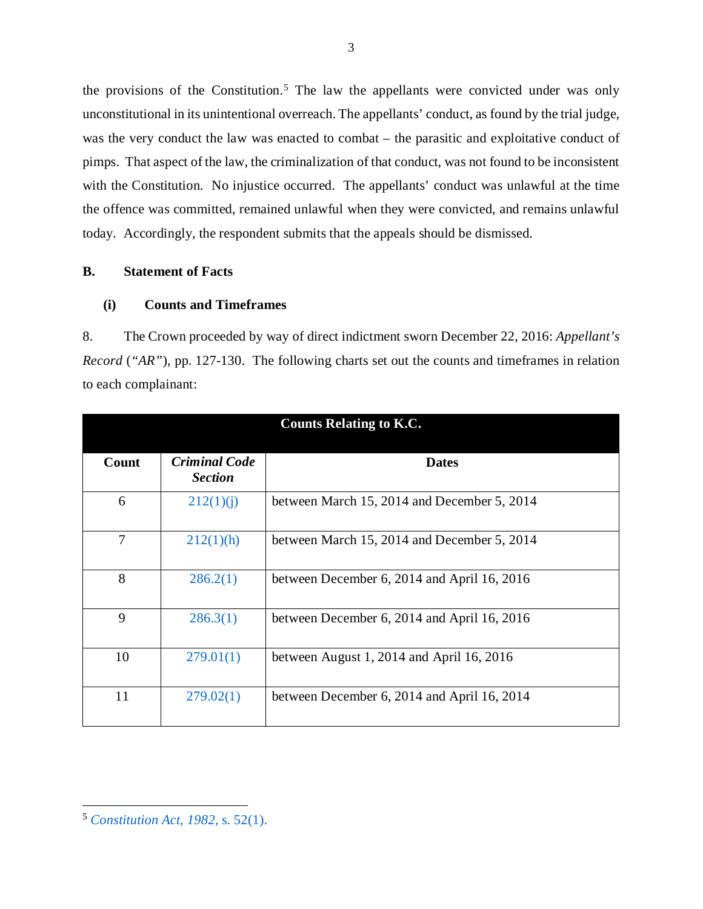the provisions of the Constitution.[5] The law the appellants were convicted under was only unconstitutional in its unintentional overreach. The appellants' conduct, as found by the trial judge, was the very conduct the law was enacted to combat – the parasitic and exploitative conduct of pimps. That aspect of the law, the criminalization of that conduct, was not found to be inconsistent with the Constitution. No injustice occurred. The appellants' conduct was unlawful at the time the offence was committed, remained unlawful when they were convicted, and remains unlawful today. Accordingly, the respondent submits that the appeals should be dismissed.

## B. Statement of Facts

### (i) Counts and Timeframes

8. The Crown proceeded by way of direct indictment sworn December 22, 2016: *Appellant's Record* (*"AR"*), pp. 127-130. The following charts set out the counts and timeframes in relation to each complainant:

| **Counts Relating to K.C.** | | |
|---|---|---|
| **Count** | ***Criminal Code Section*** | **Dates** |
| 6 | 212(1)(j) | between March 15, 2014 and December 5, 2014 |
| 7 | 212(1)(h) | between March 15, 2014 and December 5, 2014 |
| 8 | 286.2(1) | between December 6, 2014 and April 16, 2016 |
| 9 | 286.3(1) | between December 6, 2014 and April 16, 2016 |
| 10 | 279.01(1) | between August 1, 2014 and April 16, 2016 |
| 11 | 279.02(1) | between December 6, 2014 and April 16, 2014 |

[5] *Constitution Act, 1982*, s. 52(1).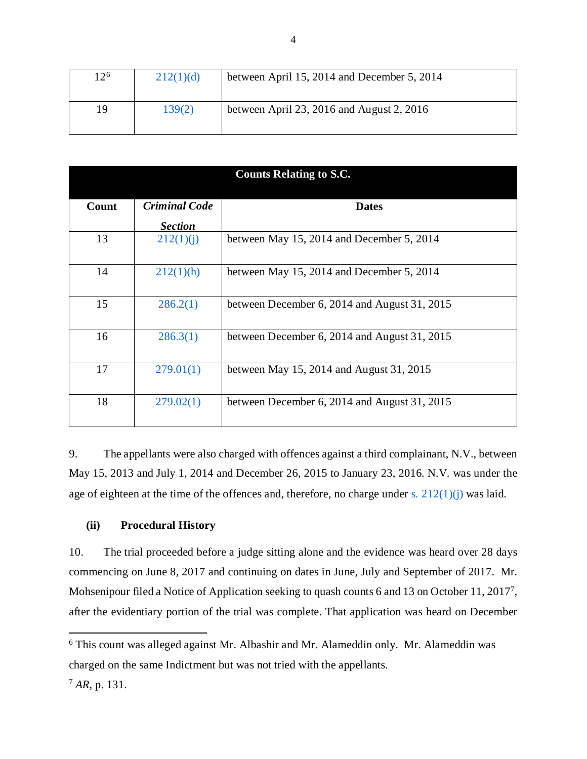| | | |
|---|---|---|
| 12[6] | 212(1)(d) | between April 15, 2014 and December 5, 2014 |
| 19 | 139(2) | between April 23, 2016 and August 2, 2016 |

| **Counts Relating to S.C.** | | |
|---|---|---|
| **Count** | ***Criminal Code* *Section*** | **Dates** |
| 13 | 212(1)(j) | between May 15, 2014 and December 5, 2014 |
| 14 | 212(1)(h) | between May 15, 2014 and December 5, 2014 |
| 15 | 286.2(1) | between December 6, 2014 and August 31, 2015 |
| 16 | 286.3(1) | between December 6, 2014 and August 31, 2015 |
| 17 | 279.01(1) | between May 15, 2014 and August 31, 2015 |
| 18 | 279.02(1) | between December 6, 2014 and August 31, 2015 |

9. The appellants were also charged with offences against a third complainant, N.V., between May 15, 2013 and July 1, 2014 and December 26, 2015 to January 23, 2016. N.V. was under the age of eighteen at the time of the offences and, therefore, no charge under s. 212(1)(j) was laid.

### (ii) Procedural History

10. The trial proceeded before a judge sitting alone and the evidence was heard over 28 days commencing on June 8, 2017 and continuing on dates in June, July and September of 2017. Mr. Mohsenipour filed a Notice of Application seeking to quash counts 6 and 13 on October 11, 2017[7], after the evidentiary portion of the trial was complete. That application was heard on December

---

[6] This count was alleged against Mr. Albashir and Mr. Alameddin only. Mr. Alameddin was charged on the same Indictment but was not tried with the appellants.

[7] *AR*, p. 131.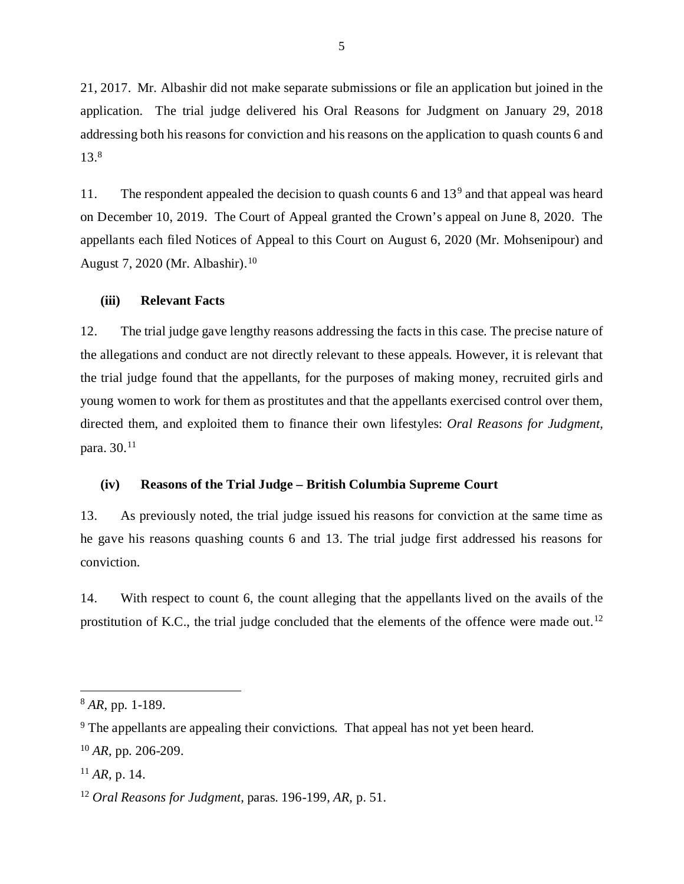21, 2017. Mr. Albashir did not make separate submissions or file an application but joined in the application. The trial judge delivered his Oral Reasons for Judgment on January 29, 2018 addressing both his reasons for conviction and his reasons on the application to quash counts 6 and 13.[8]

11. The respondent appealed the decision to quash counts 6 and 13[9] and that appeal was heard on December 10, 2019. The Court of Appeal granted the Crown's appeal on June 8, 2020. The appellants each filed Notices of Appeal to this Court on August 6, 2020 (Mr. Mohsenipour) and August 7, 2020 (Mr. Albashir).[10]

### (iii) Relevant Facts

12. The trial judge gave lengthy reasons addressing the facts in this case. The precise nature of the allegations and conduct are not directly relevant to these appeals. However, it is relevant that the trial judge found that the appellants, for the purposes of making money, recruited girls and young women to work for them as prostitutes and that the appellants exercised control over them, directed them, and exploited them to finance their own lifestyles: *Oral Reasons for Judgment*, para. 30.[11]

### (iv) Reasons of the Trial Judge – British Columbia Supreme Court

13. As previously noted, the trial judge issued his reasons for conviction at the same time as he gave his reasons quashing counts 6 and 13. The trial judge first addressed his reasons for conviction.

14. With respect to count 6, the count alleging that the appellants lived on the avails of the prostitution of K.C., the trial judge concluded that the elements of the offence were made out.[12]

---

[8] *AR*, pp. 1-189.

[9] The appellants are appealing their convictions. That appeal has not yet been heard.

[10] *AR*, pp. 206-209.

[11] *AR*, p. 14.

[12] *Oral Reasons for Judgment*, paras. 196-199, *AR*, p. 51.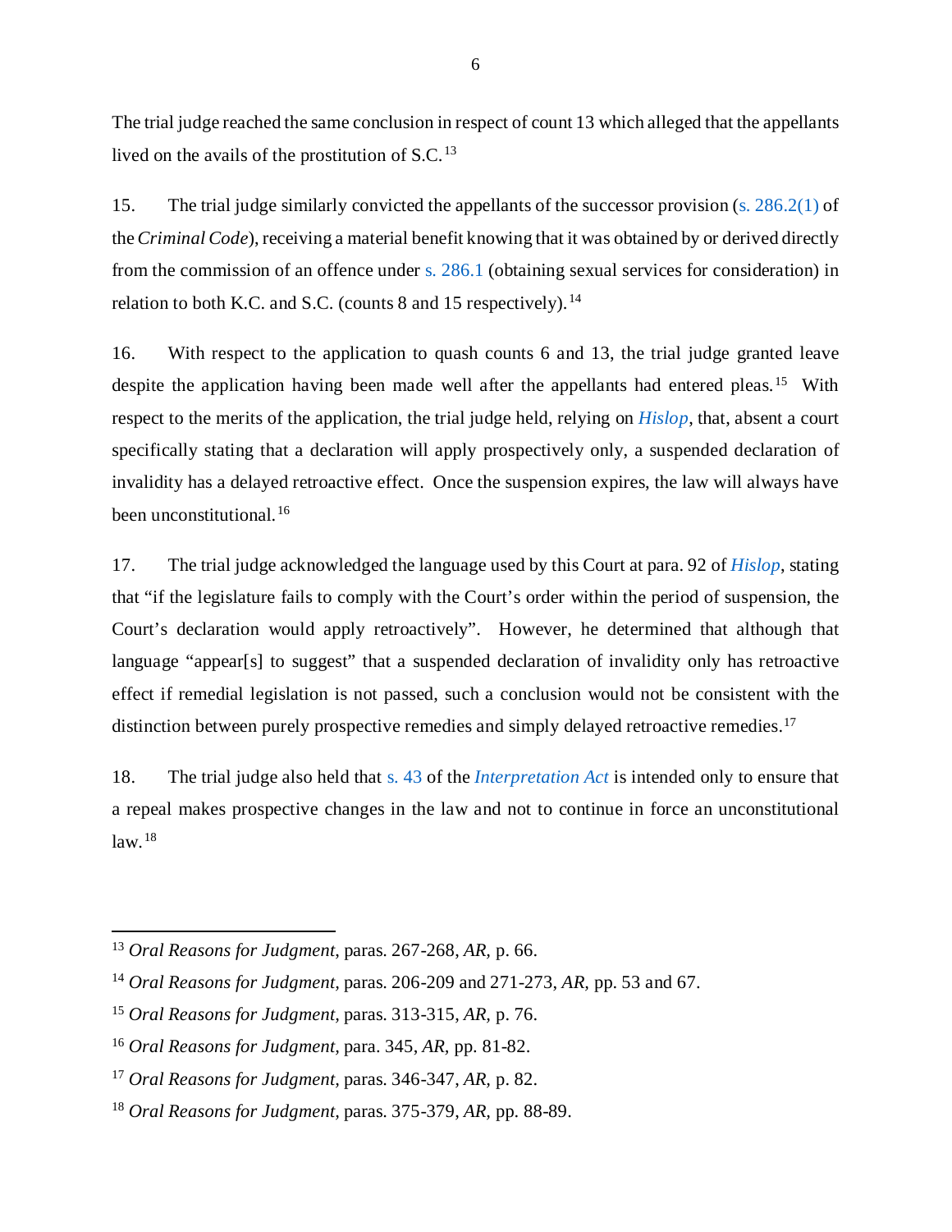The trial judge reached the same conclusion in respect of count 13 which alleged that the appellants lived on the avails of the prostitution of S.C.[13]

15. The trial judge similarly convicted the appellants of the successor provision (s. 286.2(1) of the *Criminal Code*), receiving a material benefit knowing that it was obtained by or derived directly from the commission of an offence under s. 286.1 (obtaining sexual services for consideration) in relation to both K.C. and S.C. (counts 8 and 15 respectively).[14]

16. With respect to the application to quash counts 6 and 13, the trial judge granted leave despite the application having been made well after the appellants had entered pleas.[15] With respect to the merits of the application, the trial judge held, relying on *Hislop*, that, absent a court specifically stating that a declaration will apply prospectively only, a suspended declaration of invalidity has a delayed retroactive effect. Once the suspension expires, the law will always have been unconstitutional.[16]

17. The trial judge acknowledged the language used by this Court at para. 92 of *Hislop*, stating that "if the legislature fails to comply with the Court's order within the period of suspension, the Court's declaration would apply retroactively". However, he determined that although that language "appear[s] to suggest" that a suspended declaration of invalidity only has retroactive effect if remedial legislation is not passed, such a conclusion would not be consistent with the distinction between purely prospective remedies and simply delayed retroactive remedies.[17]

18. The trial judge also held that s. 43 of the *Interpretation Act* is intended only to ensure that a repeal makes prospective changes in the law and not to continue in force an unconstitutional law.[18]

---

[13] *Oral Reasons for Judgment*, paras. 267-268, *AR*, p. 66.

[14] *Oral Reasons for Judgment*, paras. 206-209 and 271-273, *AR*, pp. 53 and 67.

[15] *Oral Reasons for Judgment*, paras. 313-315, *AR*, p. 76.

[16] *Oral Reasons for Judgment*, para. 345, *AR*, pp. 81-82.

[17] *Oral Reasons for Judgment*, paras. 346-347, *AR*, p. 82.

[18] *Oral Reasons for Judgment*, paras. 375-379, *AR*, pp. 88-89.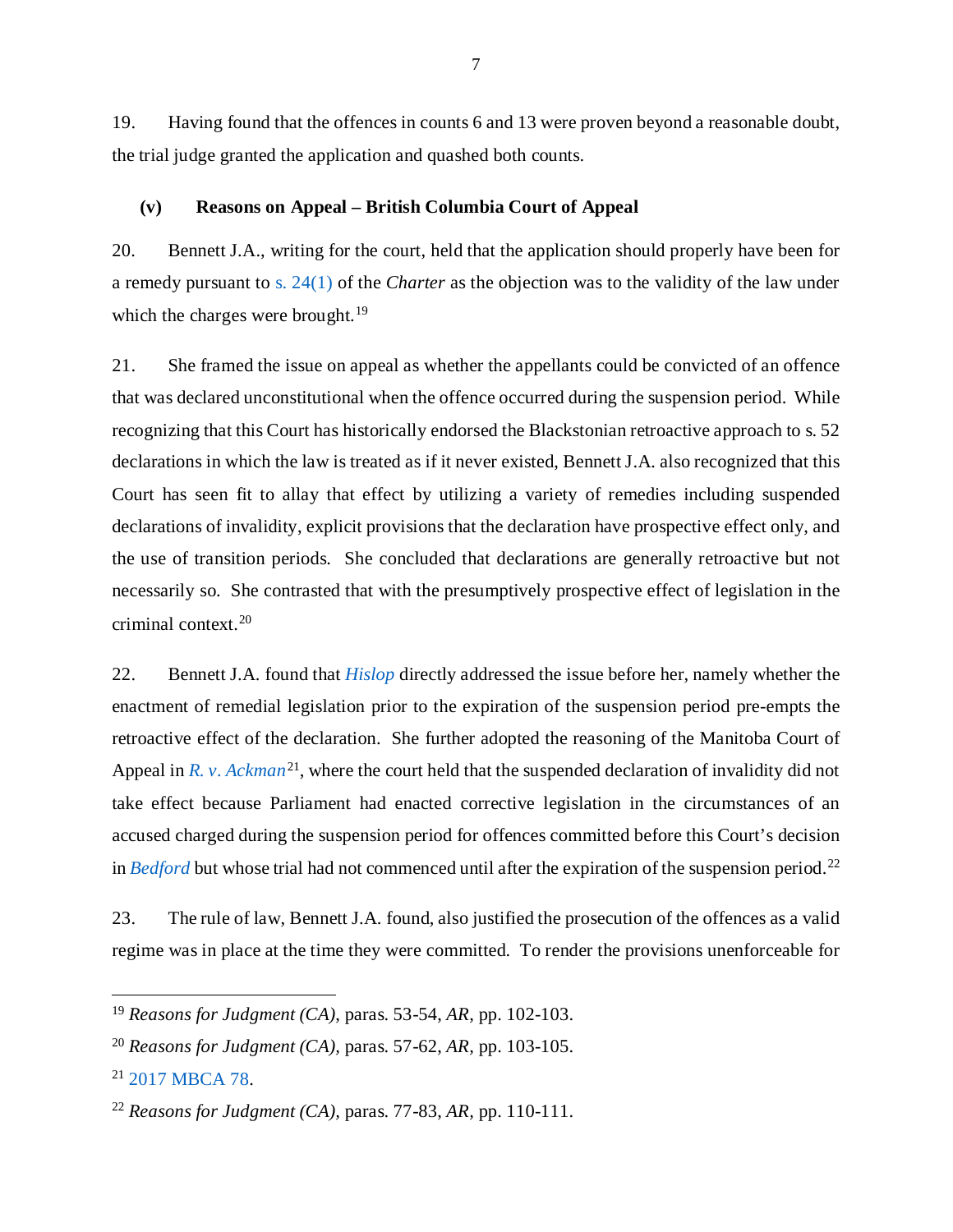19. Having found that the offences in counts 6 and 13 were proven beyond a reasonable doubt, the trial judge granted the application and quashed both counts.

### (v) Reasons on Appeal – British Columbia Court of Appeal

20. Bennett J.A., writing for the court, held that the application should properly have been for a remedy pursuant to s. 24(1) of the *Charter* as the objection was to the validity of the law under which the charges were brought.[19]

21. She framed the issue on appeal as whether the appellants could be convicted of an offence that was declared unconstitutional when the offence occurred during the suspension period. While recognizing that this Court has historically endorsed the Blackstonian retroactive approach to s. 52 declarations in which the law is treated as if it never existed, Bennett J.A. also recognized that this Court has seen fit to allay that effect by utilizing a variety of remedies including suspended declarations of invalidity, explicit provisions that the declaration have prospective effect only, and the use of transition periods. She concluded that declarations are generally retroactive but not necessarily so. She contrasted that with the presumptively prospective effect of legislation in the criminal context.[20]

22. Bennett J.A. found that *Hislop* directly addressed the issue before her, namely whether the enactment of remedial legislation prior to the expiration of the suspension period pre-empts the retroactive effect of the declaration. She further adopted the reasoning of the Manitoba Court of Appeal in *R. v. Ackman*[21], where the court held that the suspended declaration of invalidity did not take effect because Parliament had enacted corrective legislation in the circumstances of an accused charged during the suspension period for offences committed before this Court's decision in *Bedford* but whose trial had not commenced until after the expiration of the suspension period.[22]

23. The rule of law, Bennett J.A. found, also justified the prosecution of the offences as a valid regime was in place at the time they were committed. To render the provisions unenforceable for

---

[19] *Reasons for Judgment (CA)*, paras. 53-54, *AR*, pp. 102-103.

[20] *Reasons for Judgment (CA)*, paras. 57-62, *AR*, pp. 103-105.

[21] 2017 MBCA 78.

[22] *Reasons for Judgment (CA)*, paras. 77-83, *AR*, pp. 110-111.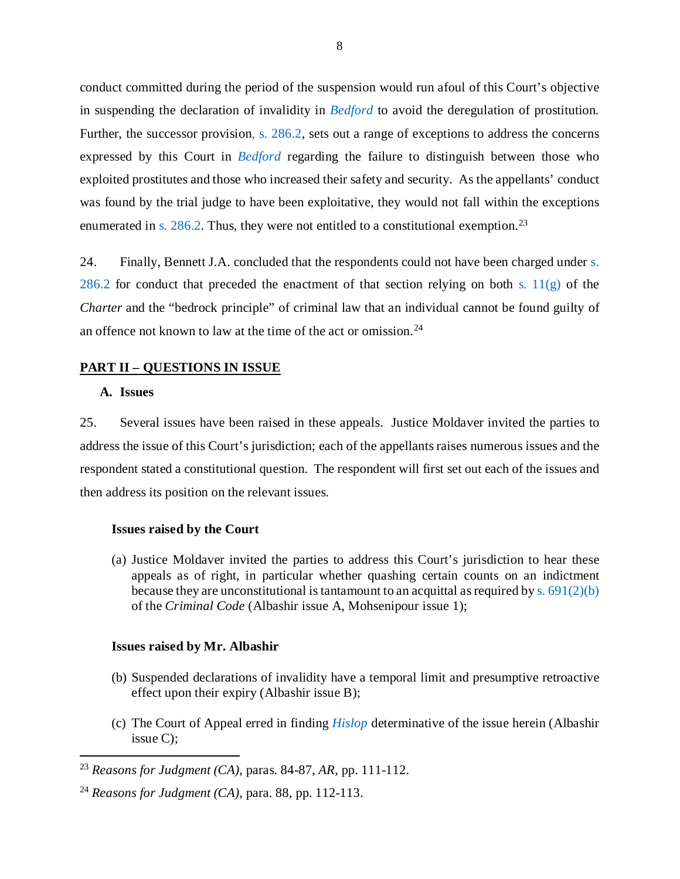conduct committed during the period of the suspension would run afoul of this Court's objective in suspending the declaration of invalidity in *Bedford* to avoid the deregulation of prostitution. Further, the successor provision, s. 286.2, sets out a range of exceptions to address the concerns expressed by this Court in *Bedford* regarding the failure to distinguish between those who exploited prostitutes and those who increased their safety and security. As the appellants' conduct was found by the trial judge to have been exploitative, they would not fall within the exceptions enumerated in s. 286.2. Thus, they were not entitled to a constitutional exemption.[23]

24. Finally, Bennett J.A. concluded that the respondents could not have been charged under s. 286.2 for conduct that preceded the enactment of that section relying on both s. 11(g) of the *Charter* and the "bedrock principle" of criminal law that an individual cannot be found guilty of an offence not known to law at the time of the act or omission.[24]

## PART II – QUESTIONS IN ISSUE

### A. Issues

25. Several issues have been raised in these appeals. Justice Moldaver invited the parties to address the issue of this Court's jurisdiction; each of the appellants raises numerous issues and the respondent stated a constitutional question. The respondent will first set out each of the issues and then address its position on the relevant issues.

**Issues raised by the Court**

(a) Justice Moldaver invited the parties to address this Court's jurisdiction to hear these appeals as of right, in particular whether quashing certain counts on an indictment because they are unconstitutional is tantamount to an acquittal as required by s. 691(2)(b) of the *Criminal Code* (Albashir issue A, Mohsenipour issue 1);

**Issues raised by Mr. Albashir**

(b) Suspended declarations of invalidity have a temporal limit and presumptive retroactive effect upon their expiry (Albashir issue B);

(c) The Court of Appeal erred in finding *Hislop* determinative of the issue herein (Albashir issue C);

---

[23] *Reasons for Judgment (CA),* paras. 84-87, *AR,* pp. 111-112.

[24] *Reasons for Judgment (CA),* para. 88, pp. 112-113.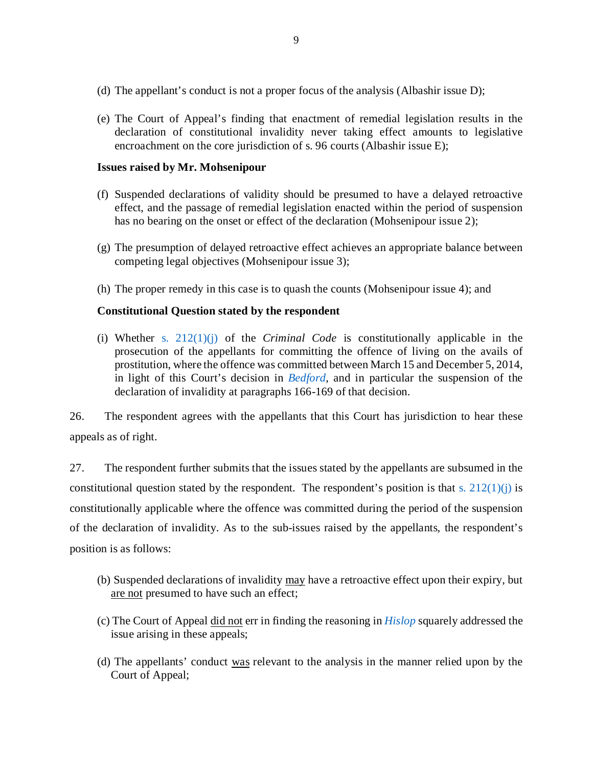(d) The appellant's conduct is not a proper focus of the analysis (Albashir issue D);

(e) The Court of Appeal's finding that enactment of remedial legislation results in the declaration of constitutional invalidity never taking effect amounts to legislative encroachment on the core jurisdiction of s. 96 courts (Albashir issue E);

**Issues raised by Mr. Mohsenipour**

(f) Suspended declarations of validity should be presumed to have a delayed retroactive effect, and the passage of remedial legislation enacted within the period of suspension has no bearing on the onset or effect of the declaration (Mohsenipour issue 2);

(g) The presumption of delayed retroactive effect achieves an appropriate balance between competing legal objectives (Mohsenipour issue 3);

(h) The proper remedy in this case is to quash the counts (Mohsenipour issue 4); and

**Constitutional Question stated by the respondent**

(i) Whether s. 212(1)(j) of the *Criminal Code* is constitutionally applicable in the prosecution of the appellants for committing the offence of living on the avails of prostitution, where the offence was committed between March 15 and December 5, 2014, in light of this Court's decision in *Bedford*, and in particular the suspension of the declaration of invalidity at paragraphs 166-169 of that decision.

26. The respondent agrees with the appellants that this Court has jurisdiction to hear these appeals as of right.

27. The respondent further submits that the issues stated by the appellants are subsumed in the constitutional question stated by the respondent. The respondent's position is that s. 212(1)(j) is constitutionally applicable where the offence was committed during the period of the suspension of the declaration of invalidity. As to the sub-issues raised by the appellants, the respondent's position is as follows:

(b) Suspended declarations of invalidity <u>may</u> have a retroactive effect upon their expiry, but <u>are not</u> presumed to have such an effect;

(c) The Court of Appeal <u>did not</u> err in finding the reasoning in *Hislop* squarely addressed the issue arising in these appeals;

(d) The appellants' conduct <u>was</u> relevant to the analysis in the manner relied upon by the Court of Appeal;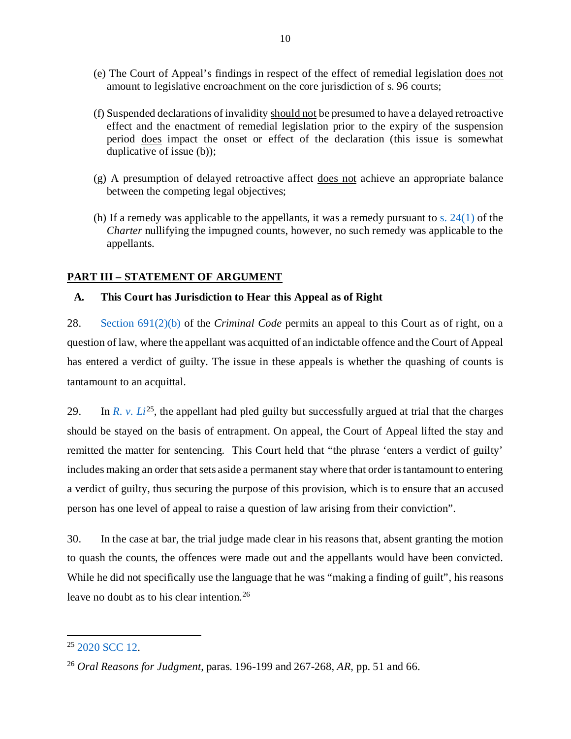(e) The Court of Appeal's findings in respect of the effect of remedial legislation does not amount to legislative encroachment on the core jurisdiction of s. 96 courts;

(f) Suspended declarations of invalidity should not be presumed to have a delayed retroactive effect and the enactment of remedial legislation prior to the expiry of the suspension period does impact the onset or effect of the declaration (this issue is somewhat duplicative of issue (b));

(g) A presumption of delayed retroactive affect does not achieve an appropriate balance between the competing legal objectives;

(h) If a remedy was applicable to the appellants, it was a remedy pursuant to s. 24(1) of the *Charter* nullifying the impugned counts, however, no such remedy was applicable to the appellants.

## PART III – STATEMENT OF ARGUMENT

### A. This Court has Jurisdiction to Hear this Appeal as of Right

28. Section 691(2)(b) of the *Criminal Code* permits an appeal to this Court as of right, on a question of law, where the appellant was acquitted of an indictable offence and the Court of Appeal has entered a verdict of guilty. The issue in these appeals is whether the quashing of counts is tantamount to an acquittal.

29. In *R. v. Li*[25], the appellant had pled guilty but successfully argued at trial that the charges should be stayed on the basis of entrapment. On appeal, the Court of Appeal lifted the stay and remitted the matter for sentencing. This Court held that "the phrase 'enters a verdict of guilty' includes making an order that sets aside a permanent stay where that order is tantamount to entering a verdict of guilty, thus securing the purpose of this provision, which is to ensure that an accused person has one level of appeal to raise a question of law arising from their conviction".

30. In the case at bar, the trial judge made clear in his reasons that, absent granting the motion to quash the counts, the offences were made out and the appellants would have been convicted. While he did not specifically use the language that he was "making a finding of guilt", his reasons leave no doubt as to his clear intention.[26]

---

[25] 2020 SCC 12.

[26] *Oral Reasons for Judgment*, paras. 196-199 and 267-268, *AR*, pp. 51 and 66.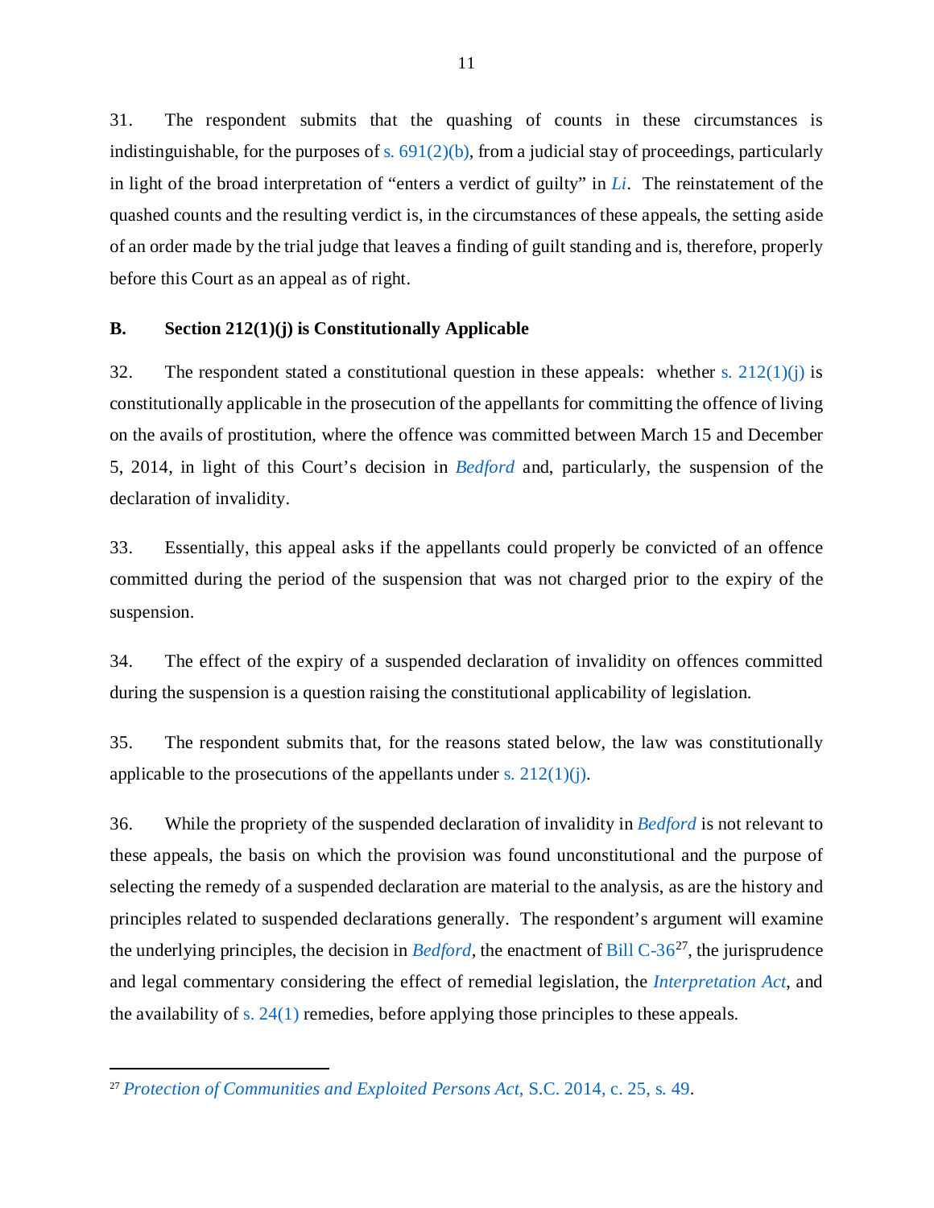31. The respondent submits that the quashing of counts in these circumstances is indistinguishable, for the purposes of s. 691(2)(b), from a judicial stay of proceedings, particularly in light of the broad interpretation of "enters a verdict of guilty" in *Li*. The reinstatement of the quashed counts and the resulting verdict is, in the circumstances of these appeals, the setting aside of an order made by the trial judge that leaves a finding of guilt standing and is, therefore, properly before this Court as an appeal as of right.

### B. Section 212(1)(j) is Constitutionally Applicable

32. The respondent stated a constitutional question in these appeals: whether s. 212(1)(j) is constitutionally applicable in the prosecution of the appellants for committing the offence of living on the avails of prostitution, where the offence was committed between March 15 and December 5, 2014, in light of this Court's decision in *Bedford* and, particularly, the suspension of the declaration of invalidity.

33. Essentially, this appeal asks if the appellants could properly be convicted of an offence committed during the period of the suspension that was not charged prior to the expiry of the suspension.

34. The effect of the expiry of a suspended declaration of invalidity on offences committed during the suspension is a question raising the constitutional applicability of legislation.

35. The respondent submits that, for the reasons stated below, the law was constitutionally applicable to the prosecutions of the appellants under s. 212(1)(j).

36. While the propriety of the suspended declaration of invalidity in *Bedford* is not relevant to these appeals, the basis on which the provision was found unconstitutional and the purpose of selecting the remedy of a suspended declaration are material to the analysis, as are the history and principles related to suspended declarations generally. The respondent's argument will examine the underlying principles, the decision in *Bedford*, the enactment of Bill C-36[27], the jurisprudence and legal commentary considering the effect of remedial legislation, the *Interpretation Act*, and the availability of s. 24(1) remedies, before applying those principles to these appeals.

---

[27] *Protection of Communities and Exploited Persons Act*, S.C. 2014, c. 25, s. 49.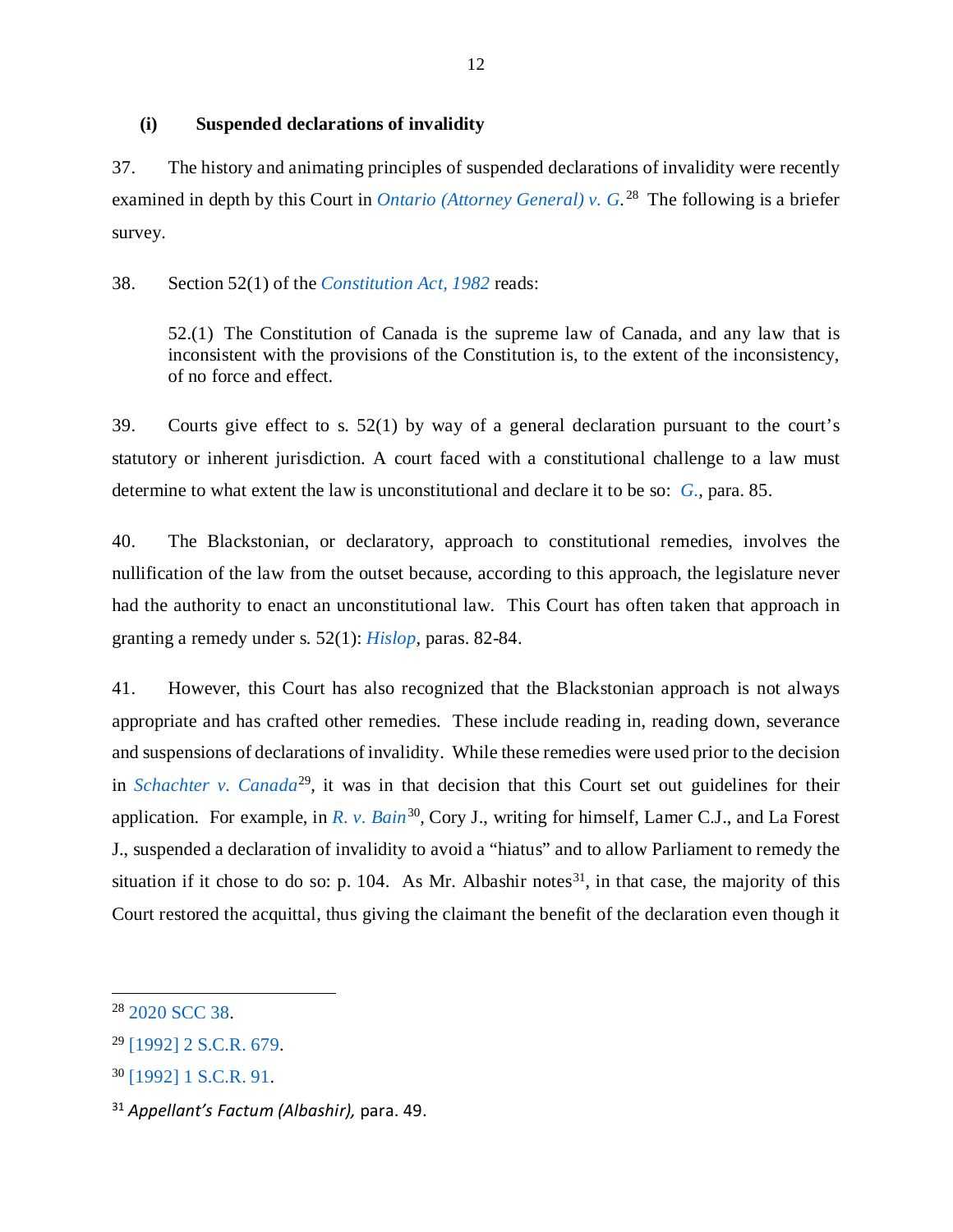### (i) Suspended declarations of invalidity

37. The history and animating principles of suspended declarations of invalidity were recently examined in depth by this Court in *Ontario (Attorney General) v. G.*[28] The following is a briefer survey.

38. Section 52(1) of the *Constitution Act, 1982* reads:

> 52.(1) The Constitution of Canada is the supreme law of Canada, and any law that is inconsistent with the provisions of the Constitution is, to the extent of the inconsistency, of no force and effect.

39. Courts give effect to s. 52(1) by way of a general declaration pursuant to the court's statutory or inherent jurisdiction. A court faced with a constitutional challenge to a law must determine to what extent the law is unconstitutional and declare it to be so: *G.*, para. 85.

40. The Blackstonian, or declaratory, approach to constitutional remedies, involves the nullification of the law from the outset because, according to this approach, the legislature never had the authority to enact an unconstitutional law. This Court has often taken that approach in granting a remedy under s. 52(1): *Hislop*, paras. 82-84.

41. However, this Court has also recognized that the Blackstonian approach is not always appropriate and has crafted other remedies. These include reading in, reading down, severance and suspensions of declarations of invalidity. While these remedies were used prior to the decision in *Schachter v. Canada*[29], it was in that decision that this Court set out guidelines for their application. For example, in *R. v. Bain*[30], Cory J., writing for himself, Lamer C.J., and La Forest J., suspended a declaration of invalidity to avoid a "hiatus" and to allow Parliament to remedy the situation if it chose to do so: p. 104. As Mr. Albashir notes[31], in that case, the majority of this Court restored the acquittal, thus giving the claimant the benefit of the declaration even though it

---

[28] 2020 SCC 38.

[29] [1992] 2 S.C.R. 679.

[30] [1992] 1 S.C.R. 91.

[31] *Appellant's Factum (Albashir),* para. 49.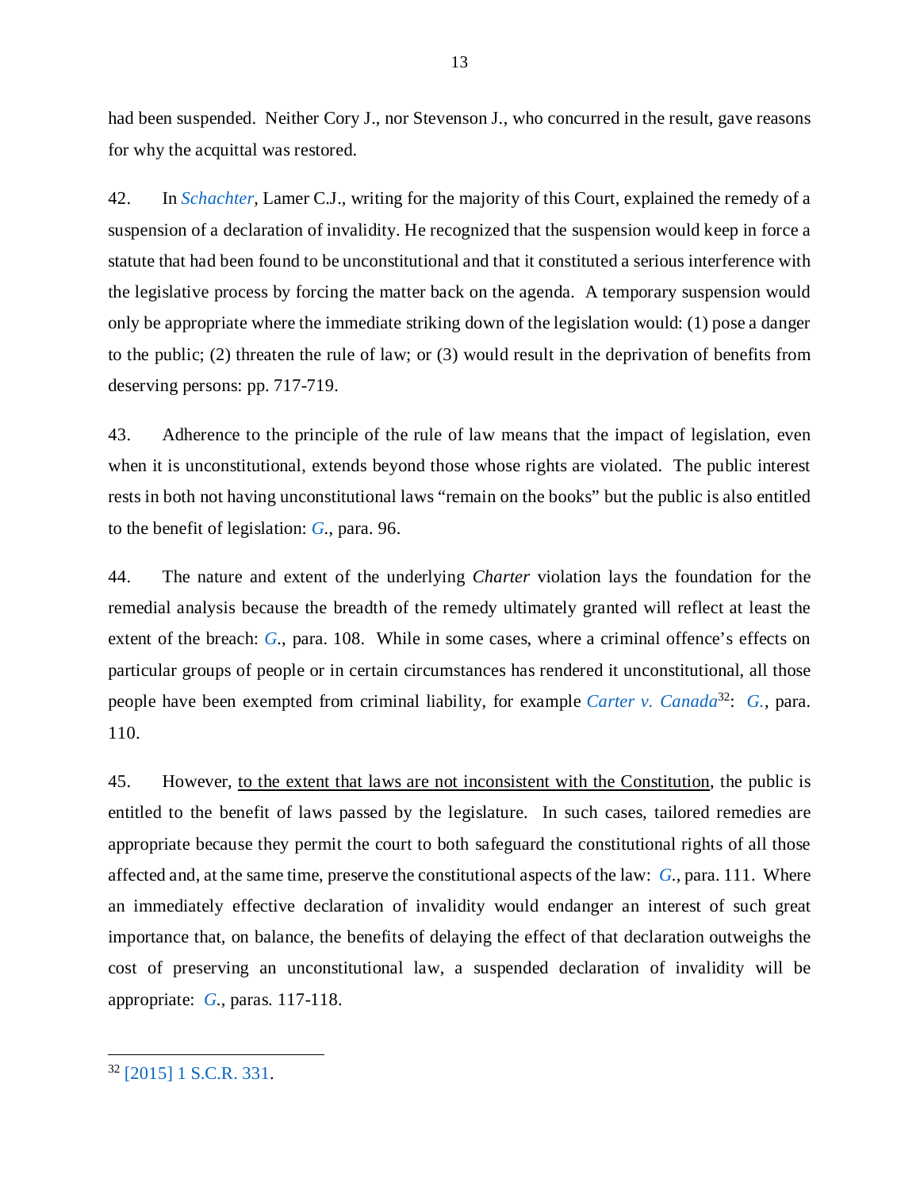had been suspended. Neither Cory J., nor Stevenson J., who concurred in the result, gave reasons for why the acquittal was restored.

42. In *Schachter*, Lamer C.J., writing for the majority of this Court, explained the remedy of a suspension of a declaration of invalidity. He recognized that the suspension would keep in force a statute that had been found to be unconstitutional and that it constituted a serious interference with the legislative process by forcing the matter back on the agenda. A temporary suspension would only be appropriate where the immediate striking down of the legislation would: (1) pose a danger to the public; (2) threaten the rule of law; or (3) would result in the deprivation of benefits from deserving persons: pp. 717-719.

43. Adherence to the principle of the rule of law means that the impact of legislation, even when it is unconstitutional, extends beyond those whose rights are violated. The public interest rests in both not having unconstitutional laws "remain on the books" but the public is also entitled to the benefit of legislation: *G.*, para. 96.

44. The nature and extent of the underlying *Charter* violation lays the foundation for the remedial analysis because the breadth of the remedy ultimately granted will reflect at least the extent of the breach: *G.*, para. 108. While in some cases, where a criminal offence's effects on particular groups of people or in certain circumstances has rendered it unconstitutional, all those people have been exempted from criminal liability, for example *Carter v. Canada*[32]: *G.*, para. 110.

45. However, <u>to the extent that laws are not inconsistent with the Constitution</u>, the public is entitled to the benefit of laws passed by the legislature. In such cases, tailored remedies are appropriate because they permit the court to both safeguard the constitutional rights of all those affected and, at the same time, preserve the constitutional aspects of the law: *G.*, para. 111. Where an immediately effective declaration of invalidity would endanger an interest of such great importance that, on balance, the benefits of delaying the effect of that declaration outweighs the cost of preserving an unconstitutional law, a suspended declaration of invalidity will be appropriate: *G.*, paras. 117-118.

---

[32] [2015] 1 S.C.R. 331.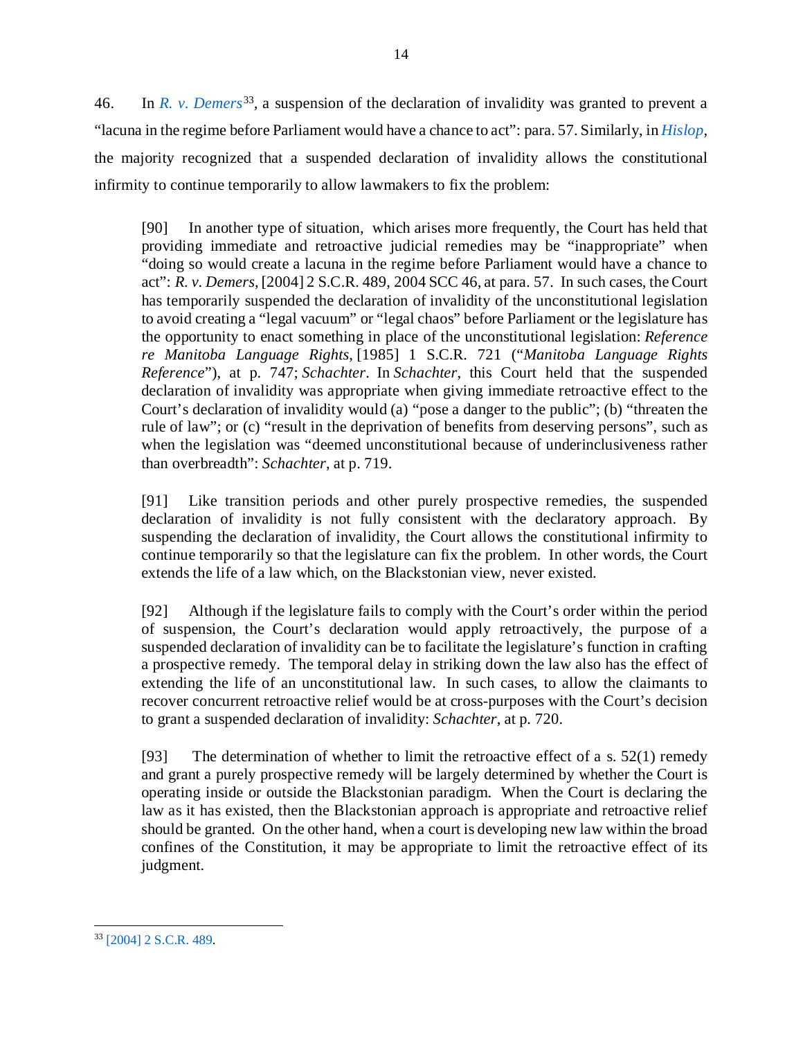46. In *R. v. Demers*[33], a suspension of the declaration of invalidity was granted to prevent a "lacuna in the regime before Parliament would have a chance to act": para. 57. Similarly, in *Hislop*, the majority recognized that a suspended declaration of invalidity allows the constitutional infirmity to continue temporarily to allow lawmakers to fix the problem:

> [90] In another type of situation, which arises more frequently, the Court has held that providing immediate and retroactive judicial remedies may be "inappropriate" when "doing so would create a lacuna in the regime before Parliament would have a chance to act": *R. v. Demers*, [2004] 2 S.C.R. 489, 2004 SCC 46, at para. 57. In such cases, the Court has temporarily suspended the declaration of invalidity of the unconstitutional legislation to avoid creating a "legal vacuum" or "legal chaos" before Parliament or the legislature has the opportunity to enact something in place of the unconstitutional legislation: *Reference re Manitoba Language Rights*, [1985] 1 S.C.R. 721 ("*Manitoba Language Rights Reference*"), at p. 747; *Schachter*. In *Schachter*, this Court held that the suspended declaration of invalidity was appropriate when giving immediate retroactive effect to the Court's declaration of invalidity would (a) "pose a danger to the public"; (b) "threaten the rule of law"; or (c) "result in the deprivation of benefits from deserving persons", such as when the legislation was "deemed unconstitutional because of underinclusiveness rather than overbreadth": *Schachter*, at p. 719.
>
> [91] Like transition periods and other purely prospective remedies, the suspended declaration of invalidity is not fully consistent with the declaratory approach. By suspending the declaration of invalidity, the Court allows the constitutional infirmity to continue temporarily so that the legislature can fix the problem. In other words, the Court extends the life of a law which, on the Blackstonian view, never existed.
>
> [92] Although if the legislature fails to comply with the Court's order within the period of suspension, the Court's declaration would apply retroactively, the purpose of a suspended declaration of invalidity can be to facilitate the legislature's function in crafting a prospective remedy. The temporal delay in striking down the law also has the effect of extending the life of an unconstitutional law. In such cases, to allow the claimants to recover concurrent retroactive relief would be at cross-purposes with the Court's decision to grant a suspended declaration of invalidity: *Schachter*, at p. 720.
>
> [93] The determination of whether to limit the retroactive effect of a s. 52(1) remedy and grant a purely prospective remedy will be largely determined by whether the Court is operating inside or outside the Blackstonian paradigm. When the Court is declaring the law as it has existed, then the Blackstonian approach is appropriate and retroactive relief should be granted. On the other hand, when a court is developing new law within the broad confines of the Constitution, it may be appropriate to limit the retroactive effect of its judgment.

---

[33] [2004] 2 S.C.R. 489.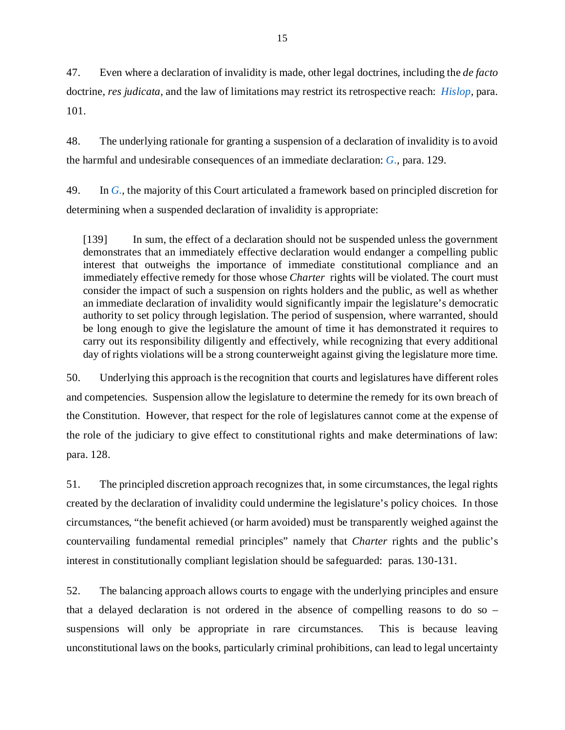47. Even where a declaration of invalidity is made, other legal doctrines, including the *de facto* doctrine, *res judicata*, and the law of limitations may restrict its retrospective reach: *Hislop*, para. 101.

48. The underlying rationale for granting a suspension of a declaration of invalidity is to avoid the harmful and undesirable consequences of an immediate declaration: *G.*, para. 129.

49. In *G.*, the majority of this Court articulated a framework based on principled discretion for determining when a suspended declaration of invalidity is appropriate:

> [139] In sum, the effect of a declaration should not be suspended unless the government demonstrates that an immediately effective declaration would endanger a compelling public interest that outweighs the importance of immediate constitutional compliance and an immediately effective remedy for those whose *Charter* rights will be violated. The court must consider the impact of such a suspension on rights holders and the public, as well as whether an immediate declaration of invalidity would significantly impair the legislature's democratic authority to set policy through legislation. The period of suspension, where warranted, should be long enough to give the legislature the amount of time it has demonstrated it requires to carry out its responsibility diligently and effectively, while recognizing that every additional day of rights violations will be a strong counterweight against giving the legislature more time.

50. Underlying this approach is the recognition that courts and legislatures have different roles and competencies. Suspension allow the legislature to determine the remedy for its own breach of the Constitution. However, that respect for the role of legislatures cannot come at the expense of the role of the judiciary to give effect to constitutional rights and make determinations of law: para. 128.

51. The principled discretion approach recognizes that, in some circumstances, the legal rights created by the declaration of invalidity could undermine the legislature's policy choices. In those circumstances, "the benefit achieved (or harm avoided) must be transparently weighed against the countervailing fundamental remedial principles" namely that *Charter* rights and the public's interest in constitutionally compliant legislation should be safeguarded: paras. 130-131.

52. The balancing approach allows courts to engage with the underlying principles and ensure that a delayed declaration is not ordered in the absence of compelling reasons to do so – suspensions will only be appropriate in rare circumstances. This is because leaving unconstitutional laws on the books, particularly criminal prohibitions, can lead to legal uncertainty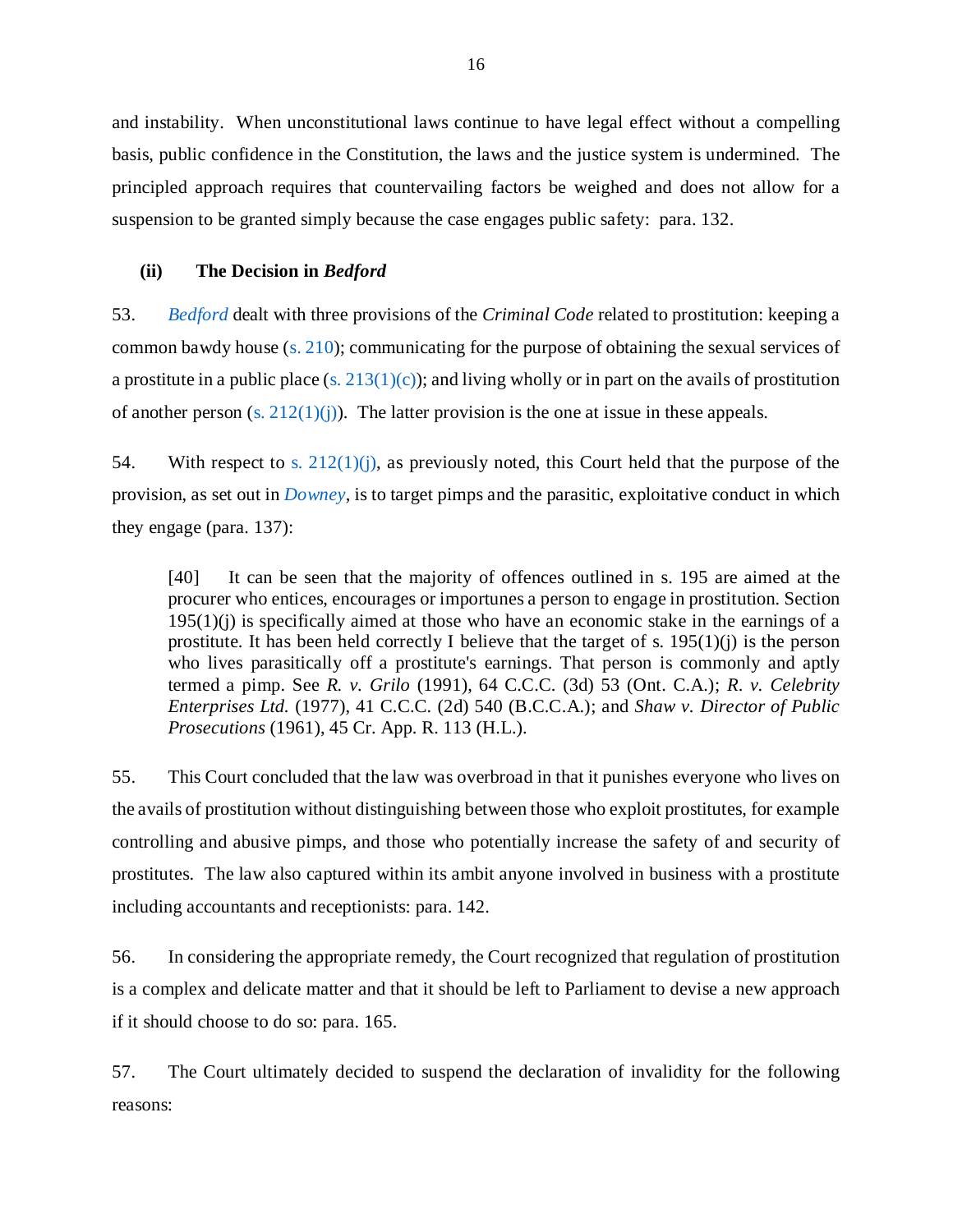and instability. When unconstitutional laws continue to have legal effect without a compelling basis, public confidence in the Constitution, the laws and the justice system is undermined. The principled approach requires that countervailing factors be weighed and does not allow for a suspension to be granted simply because the case engages public safety: para. 132.

### (ii) The Decision in *Bedford*

53. *Bedford* dealt with three provisions of the *Criminal Code* related to prostitution: keeping a common bawdy house (s. 210); communicating for the purpose of obtaining the sexual services of a prostitute in a public place (s. 213(1)(c)); and living wholly or in part on the avails of prostitution of another person (s. 212(1)(j)). The latter provision is the one at issue in these appeals.

54. With respect to s. 212(1)(j), as previously noted, this Court held that the purpose of the provision, as set out in *Downey*, is to target pimps and the parasitic, exploitative conduct in which they engage (para. 137):

> [40] It can be seen that the majority of offences outlined in s. 195 are aimed at the procurer who entices, encourages or importunes a person to engage in prostitution. Section 195(1)(j) is specifically aimed at those who have an economic stake in the earnings of a prostitute. It has been held correctly I believe that the target of s. 195(1)(j) is the person who lives parasitically off a prostitute's earnings. That person is commonly and aptly termed a pimp. See *R. v. Grilo* (1991), 64 C.C.C. (3d) 53 (Ont. C.A.); *R. v. Celebrity Enterprises Ltd.* (1977), 41 C.C.C. (2d) 540 (B.C.C.A.); and *Shaw v. Director of Public Prosecutions* (1961), 45 Cr. App. R. 113 (H.L.).

55. This Court concluded that the law was overbroad in that it punishes everyone who lives on the avails of prostitution without distinguishing between those who exploit prostitutes, for example controlling and abusive pimps, and those who potentially increase the safety of and security of prostitutes. The law also captured within its ambit anyone involved in business with a prostitute including accountants and receptionists: para. 142.

56. In considering the appropriate remedy, the Court recognized that regulation of prostitution is a complex and delicate matter and that it should be left to Parliament to devise a new approach if it should choose to do so: para. 165.

57. The Court ultimately decided to suspend the declaration of invalidity for the following reasons: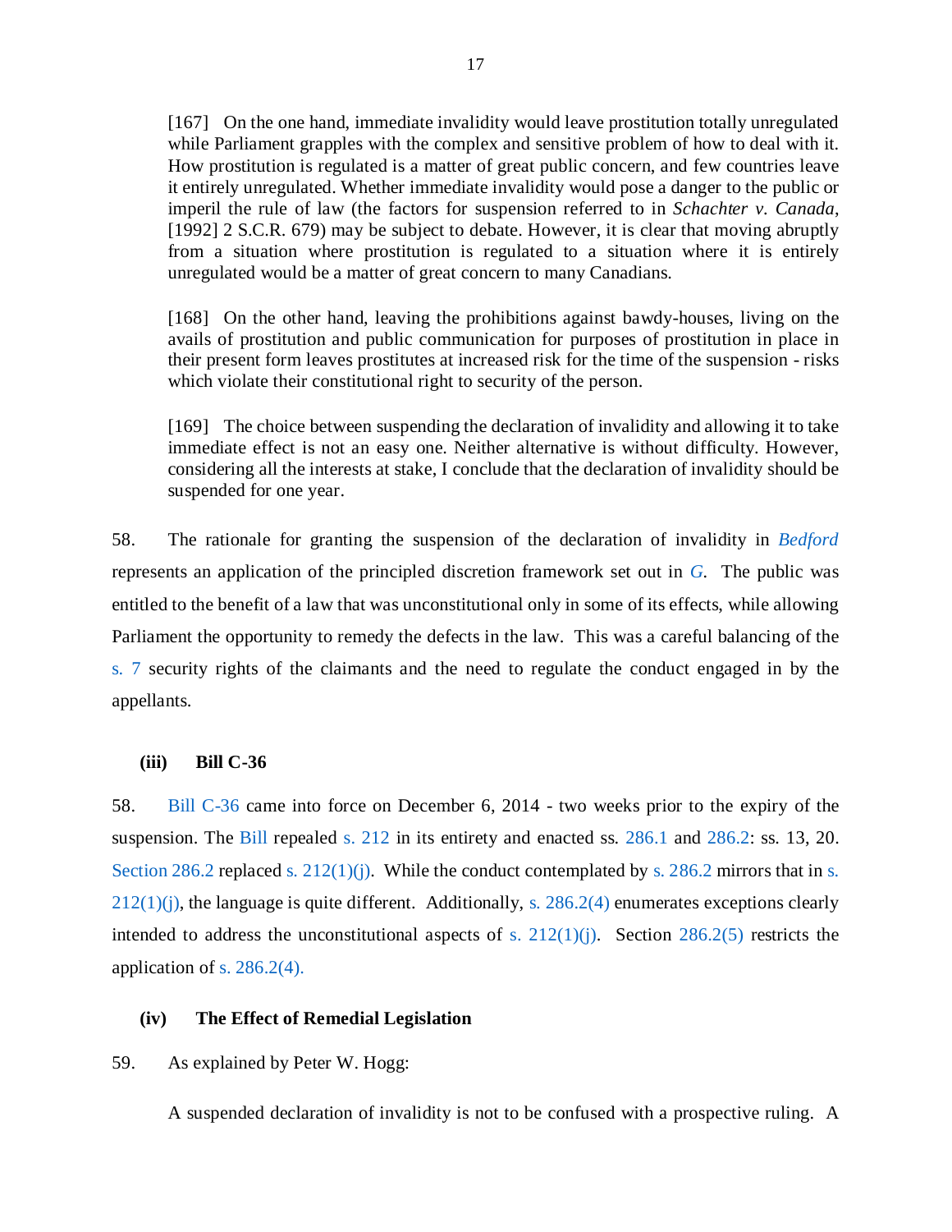> [167] On the one hand, immediate invalidity would leave prostitution totally unregulated while Parliament grapples with the complex and sensitive problem of how to deal with it. How prostitution is regulated is a matter of great public concern, and few countries leave it entirely unregulated. Whether immediate invalidity would pose a danger to the public or imperil the rule of law (the factors for suspension referred to in *Schachter v. Canada*, [1992] 2 S.C.R. 679) may be subject to debate. However, it is clear that moving abruptly from a situation where prostitution is regulated to a situation where it is entirely unregulated would be a matter of great concern to many Canadians.
>
> [168] On the other hand, leaving the prohibitions against bawdy-houses, living on the avails of prostitution and public communication for purposes of prostitution in place in their present form leaves prostitutes at increased risk for the time of the suspension - risks which violate their constitutional right to security of the person.
>
> [169] The choice between suspending the declaration of invalidity and allowing it to take immediate effect is not an easy one. Neither alternative is without difficulty. However, considering all the interests at stake, I conclude that the declaration of invalidity should be suspended for one year.

58. The rationale for granting the suspension of the declaration of invalidity in *Bedford* represents an application of the principled discretion framework set out in *G*. The public was entitled to the benefit of a law that was unconstitutional only in some of its effects, while allowing Parliament the opportunity to remedy the defects in the law. This was a careful balancing of the s. 7 security rights of the claimants and the need to regulate the conduct engaged in by the appellants.

**(iii) Bill C-36**

58. Bill C-36 came into force on December 6, 2014 - two weeks prior to the expiry of the suspension. The Bill repealed s. 212 in its entirety and enacted ss. 286.1 and 286.2: ss. 13, 20. Section 286.2 replaced s. 212(1)(j). While the conduct contemplated by s. 286.2 mirrors that in s. 212(1)(j), the language is quite different. Additionally, s. 286.2(4) enumerates exceptions clearly intended to address the unconstitutional aspects of s. 212(1)(j). Section 286.2(5) restricts the application of s. 286.2(4).

**(iv) The Effect of Remedial Legislation**

59. As explained by Peter W. Hogg:

> A suspended declaration of invalidity is not to be confused with a prospective ruling. A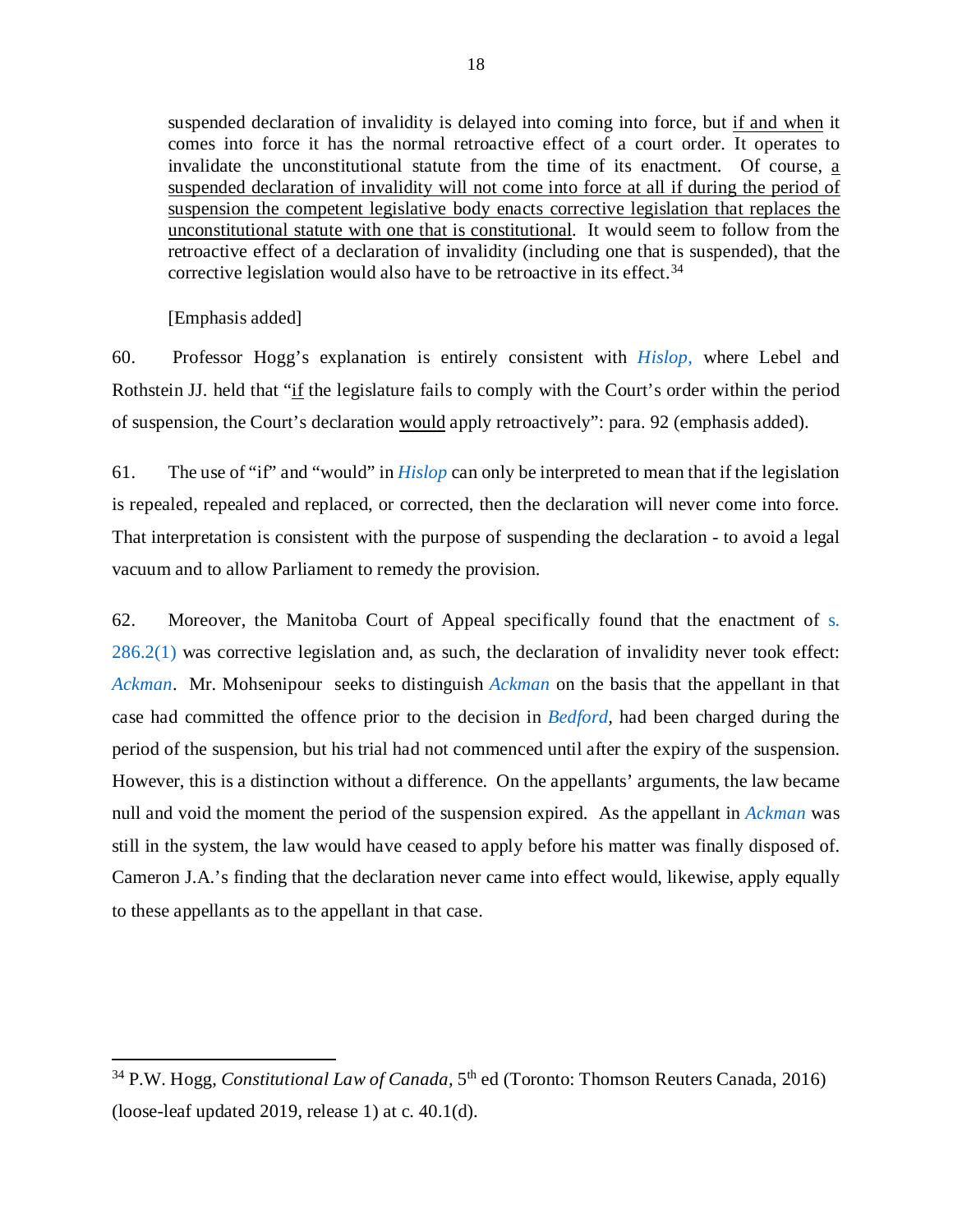> suspended declaration of invalidity is delayed into coming into force, but <u>if and when</u> it comes into force it has the normal retroactive effect of a court order. It operates to invalidate the unconstitutional statute from the time of its enactment. Of course, <u>a suspended declaration of invalidity will not come into force at all if during the period of suspension the competent legislative body enacts corrective legislation that replaces the unconstitutional statute with one that is constitutional</u>. It would seem to follow from the retroactive effect of a declaration of invalidity (including one that is suspended), that the corrective legislation would also have to be retroactive in its effect.[34]
>
> [Emphasis added]

60. Professor Hogg's explanation is entirely consistent with *Hislop,* where Lebel and Rothstein JJ. held that "<u>if</u> the legislature fails to comply with the Court's order within the period of suspension, the Court's declaration <u>would</u> apply retroactively": para. 92 (emphasis added).

61. The use of "if" and "would" in *Hislop* can only be interpreted to mean that if the legislation is repealed, repealed and replaced, or corrected, then the declaration will never come into force. That interpretation is consistent with the purpose of suspending the declaration - to avoid a legal vacuum and to allow Parliament to remedy the provision.

62. Moreover, the Manitoba Court of Appeal specifically found that the enactment of s. 286.2(1) was corrective legislation and, as such, the declaration of invalidity never took effect: *Ackman*. Mr. Mohsenipour seeks to distinguish *Ackman* on the basis that the appellant in that case had committed the offence prior to the decision in *Bedford*, had been charged during the period of the suspension, but his trial had not commenced until after the expiry of the suspension. However, this is a distinction without a difference. On the appellants' arguments, the law became null and void the moment the period of the suspension expired. As the appellant in *Ackman* was still in the system, the law would have ceased to apply before his matter was finally disposed of. Cameron J.A.'s finding that the declaration never came into effect would, likewise, apply equally to these appellants as to the appellant in that case.

---

[34] P.W. Hogg, *Constitutional Law of Canada,* 5th ed (Toronto: Thomson Reuters Canada, 2016) (loose-leaf updated 2019, release 1) at c. 40.1(d).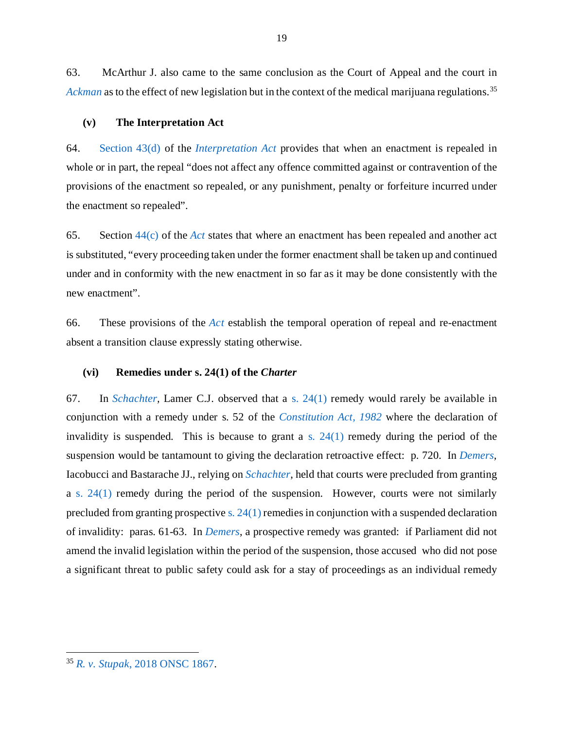63. McArthur J. also came to the same conclusion as the Court of Appeal and the court in *Ackman* as to the effect of new legislation but in the context of the medical marijuana regulations.[35]

### (v) The Interpretation Act

64. Section 43(d) of the *Interpretation Act* provides that when an enactment is repealed in whole or in part, the repeal "does not affect any offence committed against or contravention of the provisions of the enactment so repealed, or any punishment, penalty or forfeiture incurred under the enactment so repealed".

65. Section 44(c) of the *Act* states that where an enactment has been repealed and another act is substituted, "every proceeding taken under the former enactment shall be taken up and continued under and in conformity with the new enactment in so far as it may be done consistently with the new enactment".

66. These provisions of the *Act* establish the temporal operation of repeal and re-enactment absent a transition clause expressly stating otherwise.

### (vi) Remedies under s. 24(1) of the *Charter*

67. In *Schachter*, Lamer C.J. observed that a s. 24(1) remedy would rarely be available in conjunction with a remedy under s. 52 of the *Constitution Act, 1982* where the declaration of invalidity is suspended. This is because to grant a s. 24(1) remedy during the period of the suspension would be tantamount to giving the declaration retroactive effect: p. 720. In *Demers*, Iacobucci and Bastarache JJ., relying on *Schachter*, held that courts were precluded from granting a s. 24(1) remedy during the period of the suspension. However, courts were not similarly precluded from granting prospective s. 24(1) remedies in conjunction with a suspended declaration of invalidity: paras. 61-63. In *Demers*, a prospective remedy was granted: if Parliament did not amend the invalid legislation within the period of the suspension, those accused who did not pose a significant threat to public safety could ask for a stay of proceedings as an individual remedy

---

[35] *R. v. Stupak*, 2018 ONSC 1867.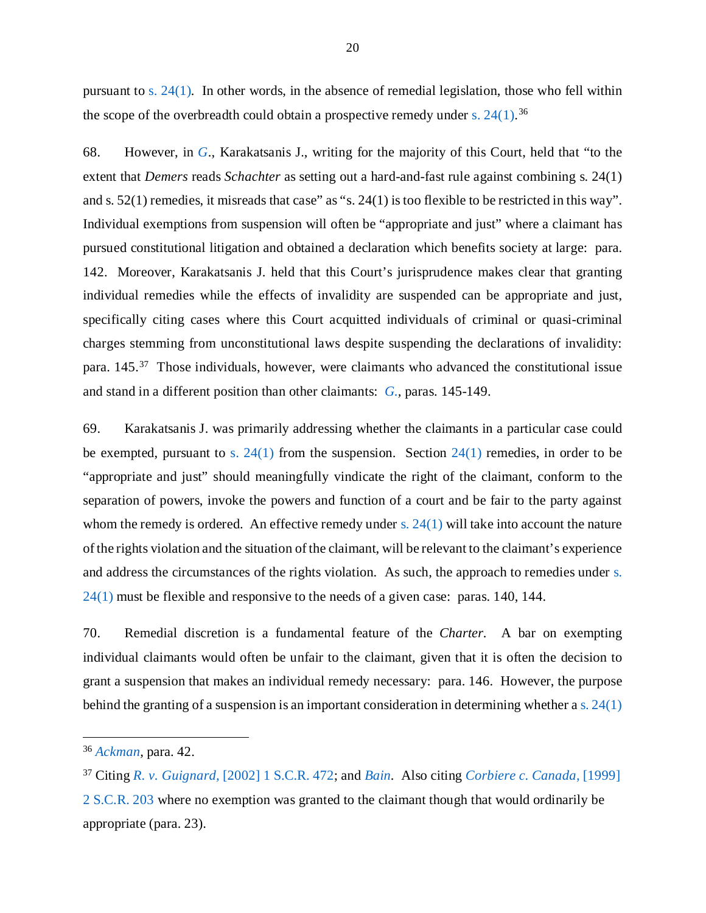pursuant to s. 24(1). In other words, in the absence of remedial legislation, those who fell within the scope of the overbreadth could obtain a prospective remedy under s. 24(1).[36]

68. However, in *G*., Karakatsanis J., writing for the majority of this Court, held that "to the extent that *Demers* reads *Schachter* as setting out a hard-and-fast rule against combining s. 24(1) and s. 52(1) remedies, it misreads that case" as "s. 24(1) is too flexible to be restricted in this way". Individual exemptions from suspension will often be "appropriate and just" where a claimant has pursued constitutional litigation and obtained a declaration which benefits society at large: para. 142. Moreover, Karakatsanis J. held that this Court's jurisprudence makes clear that granting individual remedies while the effects of invalidity are suspended can be appropriate and just, specifically citing cases where this Court acquitted individuals of criminal or quasi-criminal charges stemming from unconstitutional laws despite suspending the declarations of invalidity: para. 145.[37] Those individuals, however, were claimants who advanced the constitutional issue and stand in a different position than other claimants: *G.*, paras. 145-149.

69. Karakatsanis J. was primarily addressing whether the claimants in a particular case could be exempted, pursuant to s. 24(1) from the suspension. Section 24(1) remedies, in order to be "appropriate and just" should meaningfully vindicate the right of the claimant, conform to the separation of powers, invoke the powers and function of a court and be fair to the party against whom the remedy is ordered. An effective remedy under s. 24(1) will take into account the nature of the rights violation and the situation of the claimant, will be relevant to the claimant's experience and address the circumstances of the rights violation. As such, the approach to remedies under s. 24(1) must be flexible and responsive to the needs of a given case: paras. 140, 144.

70. Remedial discretion is a fundamental feature of the *Charter*. A bar on exempting individual claimants would often be unfair to the claimant, given that it is often the decision to grant a suspension that makes an individual remedy necessary: para. 146. However, the purpose behind the granting of a suspension is an important consideration in determining whether a s. 24(1)

---

[36] *Ackman*, para. 42.

[37] Citing *R. v. Guignard*, [2002] 1 S.C.R. 472; and *Bain*. Also citing *Corbiere c. Canada*, [1999] 2 S.C.R. 203 where no exemption was granted to the claimant though that would ordinarily be appropriate (para. 23).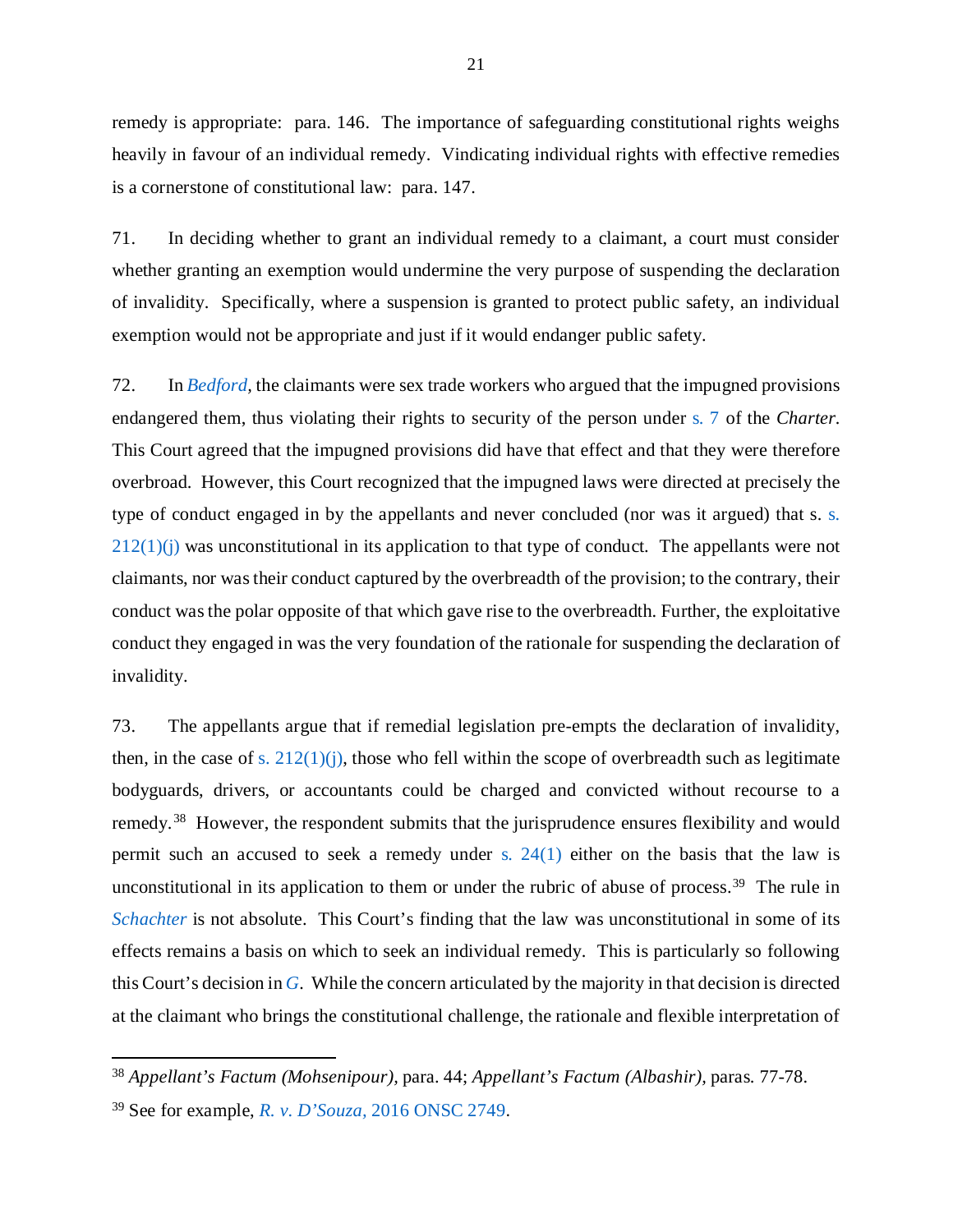remedy is appropriate: para. 146. The importance of safeguarding constitutional rights weighs heavily in favour of an individual remedy. Vindicating individual rights with effective remedies is a cornerstone of constitutional law: para. 147.

71. In deciding whether to grant an individual remedy to a claimant, a court must consider whether granting an exemption would undermine the very purpose of suspending the declaration of invalidity. Specifically, where a suspension is granted to protect public safety, an individual exemption would not be appropriate and just if it would endanger public safety.

72. In *Bedford*, the claimants were sex trade workers who argued that the impugned provisions endangered them, thus violating their rights to security of the person under s. 7 of the *Charter*. This Court agreed that the impugned provisions did have that effect and that they were therefore overbroad. However, this Court recognized that the impugned laws were directed at precisely the type of conduct engaged in by the appellants and never concluded (nor was it argued) that s. s. 212(1)(j) was unconstitutional in its application to that type of conduct. The appellants were not claimants, nor was their conduct captured by the overbreadth of the provision; to the contrary, their conduct was the polar opposite of that which gave rise to the overbreadth. Further, the exploitative conduct they engaged in was the very foundation of the rationale for suspending the declaration of invalidity.

73. The appellants argue that if remedial legislation pre-empts the declaration of invalidity, then, in the case of s. 212(1)(j), those who fell within the scope of overbreadth such as legitimate bodyguards, drivers, or accountants could be charged and convicted without recourse to a remedy.[38] However, the respondent submits that the jurisprudence ensures flexibility and would permit such an accused to seek a remedy under s. 24(1) either on the basis that the law is unconstitutional in its application to them or under the rubric of abuse of process.[39] The rule in *Schachter* is not absolute. This Court's finding that the law was unconstitutional in some of its effects remains a basis on which to seek an individual remedy. This is particularly so following this Court's decision in *G*. While the concern articulated by the majority in that decision is directed at the claimant who brings the constitutional challenge, the rationale and flexible interpretation of

---

[38] *Appellant's Factum (Mohsenipour)*, para. 44; *Appellant's Factum (Albashir)*, paras. 77-78.

[39] See for example, *R. v. D'Souza*, 2016 ONSC 2749.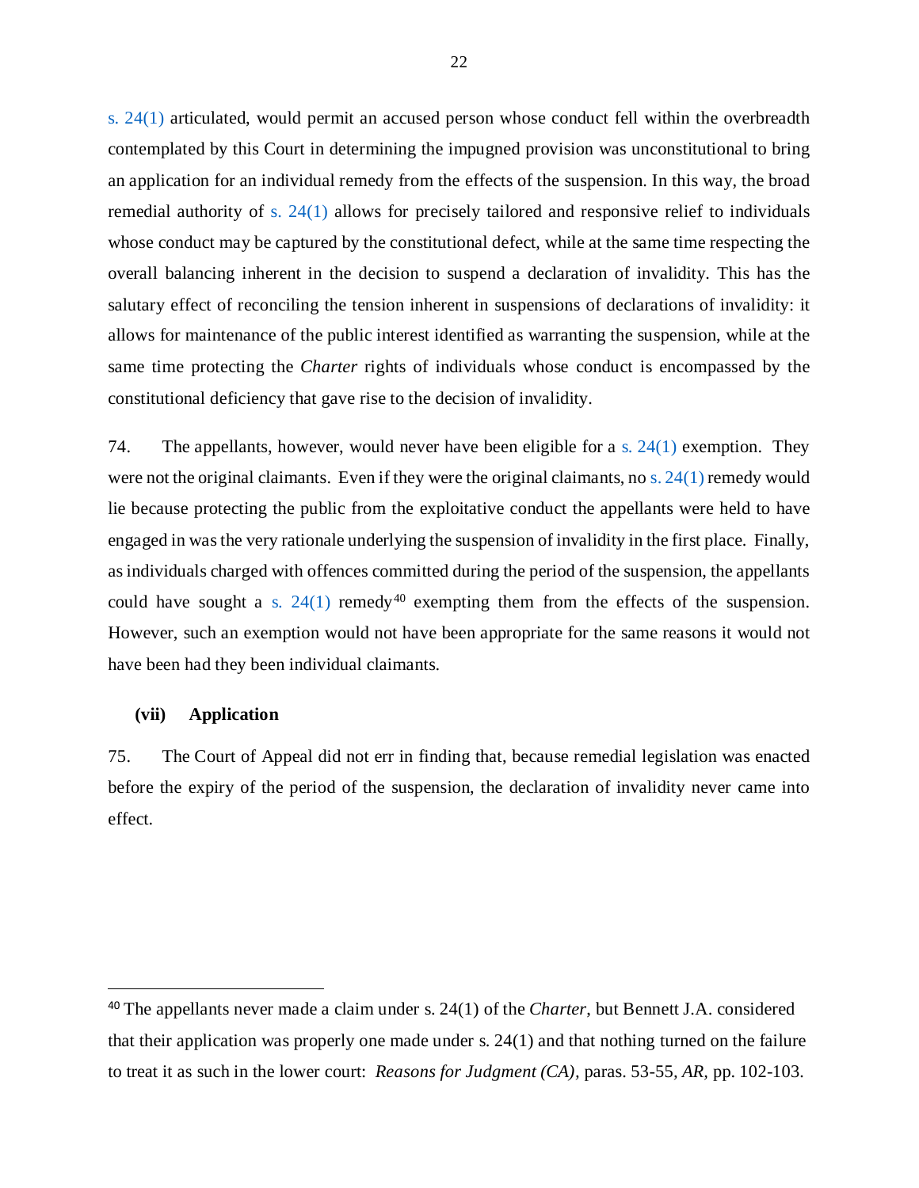s. 24(1) articulated, would permit an accused person whose conduct fell within the overbreadth contemplated by this Court in determining the impugned provision was unconstitutional to bring an application for an individual remedy from the effects of the suspension. In this way, the broad remedial authority of s. 24(1) allows for precisely tailored and responsive relief to individuals whose conduct may be captured by the constitutional defect, while at the same time respecting the overall balancing inherent in the decision to suspend a declaration of invalidity. This has the salutary effect of reconciling the tension inherent in suspensions of declarations of invalidity: it allows for maintenance of the public interest identified as warranting the suspension, while at the same time protecting the *Charter* rights of individuals whose conduct is encompassed by the constitutional deficiency that gave rise to the decision of invalidity.

74. The appellants, however, would never have been eligible for a s. 24(1) exemption. They were not the original claimants. Even if they were the original claimants, no s. 24(1) remedy would lie because protecting the public from the exploitative conduct the appellants were held to have engaged in was the very rationale underlying the suspension of invalidity in the first place. Finally, as individuals charged with offences committed during the period of the suspension, the appellants could have sought a s. 24(1) remedy[40] exempting them from the effects of the suspension. However, such an exemption would not have been appropriate for the same reasons it would not have been had they been individual claimants.

#### (vii) Application

75. The Court of Appeal did not err in finding that, because remedial legislation was enacted before the expiry of the period of the suspension, the declaration of invalidity never came into effect.

---

[40] The appellants never made a claim under s. 24(1) of the *Charter*, but Bennett J.A. considered that their application was properly one made under s. 24(1) and that nothing turned on the failure to treat it as such in the lower court: *Reasons for Judgment (CA)*, paras. 53-55, *AR*, pp. 102-103.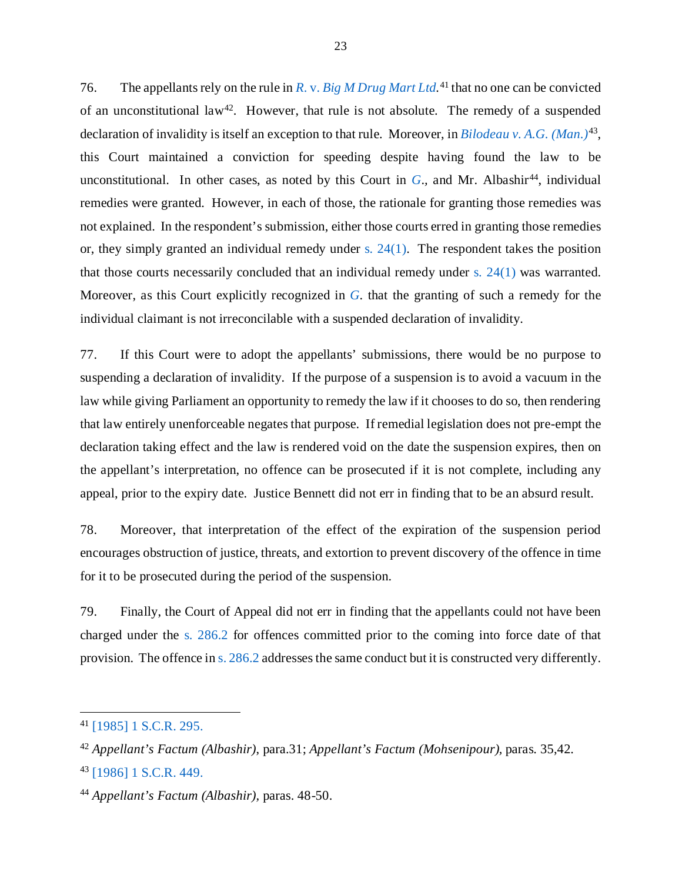76. The appellants rely on the rule in *R.* v. *Big M Drug Mart Ltd.*[41] that no one can be convicted of an unconstitutional law[42]. However, that rule is not absolute. The remedy of a suspended declaration of invalidity is itself an exception to that rule. Moreover, in *Bilodeau v. A.G. (Man.)*[43], this Court maintained a conviction for speeding despite having found the law to be unconstitutional. In other cases, as noted by this Court in *G*., and Mr. Albashir[44], individual remedies were granted. However, in each of those, the rationale for granting those remedies was not explained. In the respondent's submission, either those courts erred in granting those remedies or, they simply granted an individual remedy under s. 24(1). The respondent takes the position that those courts necessarily concluded that an individual remedy under s. 24(1) was warranted. Moreover, as this Court explicitly recognized in *G*. that the granting of such a remedy for the individual claimant is not irreconcilable with a suspended declaration of invalidity.

77. If this Court were to adopt the appellants' submissions, there would be no purpose to suspending a declaration of invalidity. If the purpose of a suspension is to avoid a vacuum in the law while giving Parliament an opportunity to remedy the law if it chooses to do so, then rendering that law entirely unenforceable negates that purpose. If remedial legislation does not pre-empt the declaration taking effect and the law is rendered void on the date the suspension expires, then on the appellant's interpretation, no offence can be prosecuted if it is not complete, including any appeal, prior to the expiry date. Justice Bennett did not err in finding that to be an absurd result.

78. Moreover, that interpretation of the effect of the expiration of the suspension period encourages obstruction of justice, threats, and extortion to prevent discovery of the offence in time for it to be prosecuted during the period of the suspension.

79. Finally, the Court of Appeal did not err in finding that the appellants could not have been charged under the s. 286.2 for offences committed prior to the coming into force date of that provision. The offence in s. 286.2 addresses the same conduct but it is constructed very differently.

---

[41] [1985] 1 S.C.R. 295.

[42] *Appellant's Factum (Albashir)*, para.31; *Appellant's Factum (Mohsenipour)*, paras. 35,42.

[43] [1986] 1 S.C.R. 449.

[44] *Appellant's Factum (Albashir)*, paras. 48-50.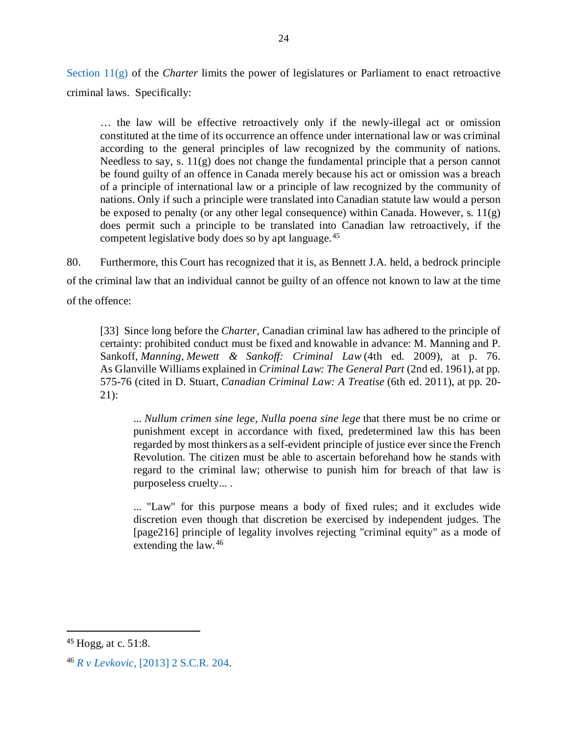Section 11(g) of the *Charter* limits the power of legislatures or Parliament to enact retroactive criminal laws. Specifically:

> … the law will be effective retroactively only if the newly-illegal act or omission constituted at the time of its occurrence an offence under international law or was criminal according to the general principles of law recognized by the community of nations. Needless to say, s. 11(g) does not change the fundamental principle that a person cannot be found guilty of an offence in Canada merely because his act or omission was a breach of a principle of international law or a principle of law recognized by the community of nations. Only if such a principle were translated into Canadian statute law would a person be exposed to penalty (or any other legal consequence) within Canada. However, s. 11(g) does permit such a principle to be translated into Canadian law retroactively, if the competent legislative body does so by apt language.[45]

80. Furthermore, this Court has recognized that it is, as Bennett J.A. held, a bedrock principle of the criminal law that an individual cannot be guilty of an offence not known to law at the time of the offence:

> [33] Since long before the *Charter*, Canadian criminal law has adhered to the principle of certainty: prohibited conduct must be fixed and knowable in advance: M. Manning and P. Sankoff, *Manning, Mewett & Sankoff: Criminal Law* (4th ed. 2009), at p. 76. As Glanville Williams explained in *Criminal Law: The General Part* (2nd ed. 1961), at pp. 575-76 (cited in D. Stuart, *Canadian Criminal Law: A Treatise* (6th ed. 2011), at pp. 20-21):
>
> > ... *Nullum crimen sine lege, Nulla poena sine lege* that there must be no crime or punishment except in accordance with fixed, predetermined law this has been regarded by most thinkers as a self-evident principle of justice ever since the French Revolution. The citizen must be able to ascertain beforehand how he stands with regard to the criminal law; otherwise to punish him for breach of that law is purposeless cruelty... .
> >
> > ... "Law" for this purpose means a body of fixed rules; and it excludes wide discretion even though that discretion be exercised by independent judges. The [page216] principle of legality involves rejecting "criminal equity" as a mode of extending the law.[46]

---

[45] Hogg, at c. 51:8.

[46] *R v Levkovic*, [2013] 2 S.C.R. 204.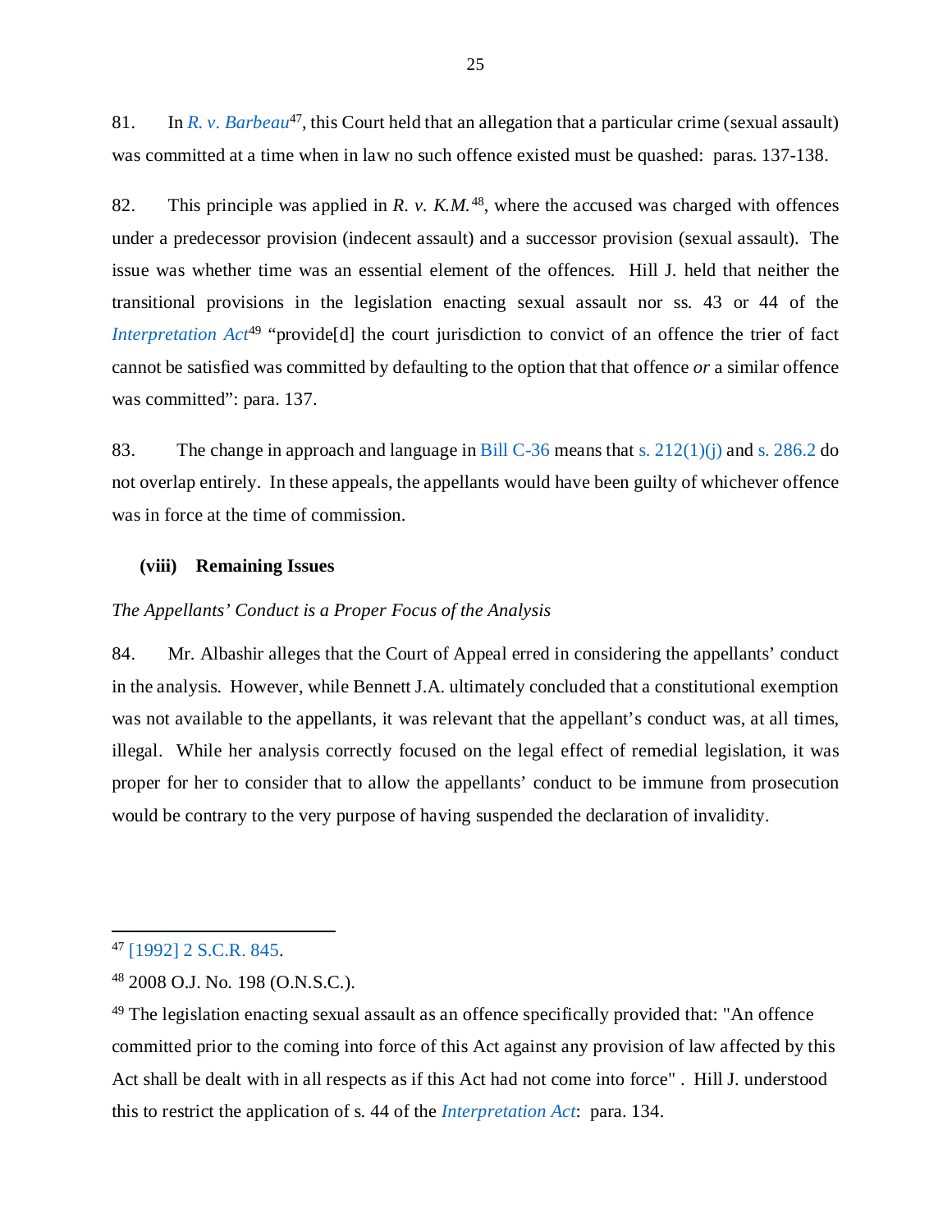81. In *R. v. Barbeau*[47], this Court held that an allegation that a particular crime (sexual assault) was committed at a time when in law no such offence existed must be quashed: paras. 137-138.

82. This principle was applied in *R. v. K.M.*[48], where the accused was charged with offences under a predecessor provision (indecent assault) and a successor provision (sexual assault). The issue was whether time was an essential element of the offences. Hill J. held that neither the transitional provisions in the legislation enacting sexual assault nor ss. 43 or 44 of the *Interpretation Act*[49] "provide[d] the court jurisdiction to convict of an offence the trier of fact cannot be satisfied was committed by defaulting to the option that that offence *or* a similar offence was committed": para. 137.

83. The change in approach and language in Bill C-36 means that s. 212(1)(j) and s. 286.2 do not overlap entirely. In these appeals, the appellants would have been guilty of whichever offence was in force at the time of commission.

### (viii) Remaining Issues

*The Appellants' Conduct is a Proper Focus of the Analysis*

84. Mr. Albashir alleges that the Court of Appeal erred in considering the appellants' conduct in the analysis. However, while Bennett J.A. ultimately concluded that a constitutional exemption was not available to the appellants, it was relevant that the appellant's conduct was, at all times, illegal. While her analysis correctly focused on the legal effect of remedial legislation, it was proper for her to consider that to allow the appellants' conduct to be immune from prosecution would be contrary to the very purpose of having suspended the declaration of invalidity.

---

[47] [1992] 2 S.C.R. 845.

[48] 2008 O.J. No. 198 (O.N.S.C.).

[49] The legislation enacting sexual assault as an offence specifically provided that: "An offence committed prior to the coming into force of this Act against any provision of law affected by this Act shall be dealt with in all respects as if this Act had not come into force" . Hill J. understood this to restrict the application of s. 44 of the *Interpretation Act*: para. 134.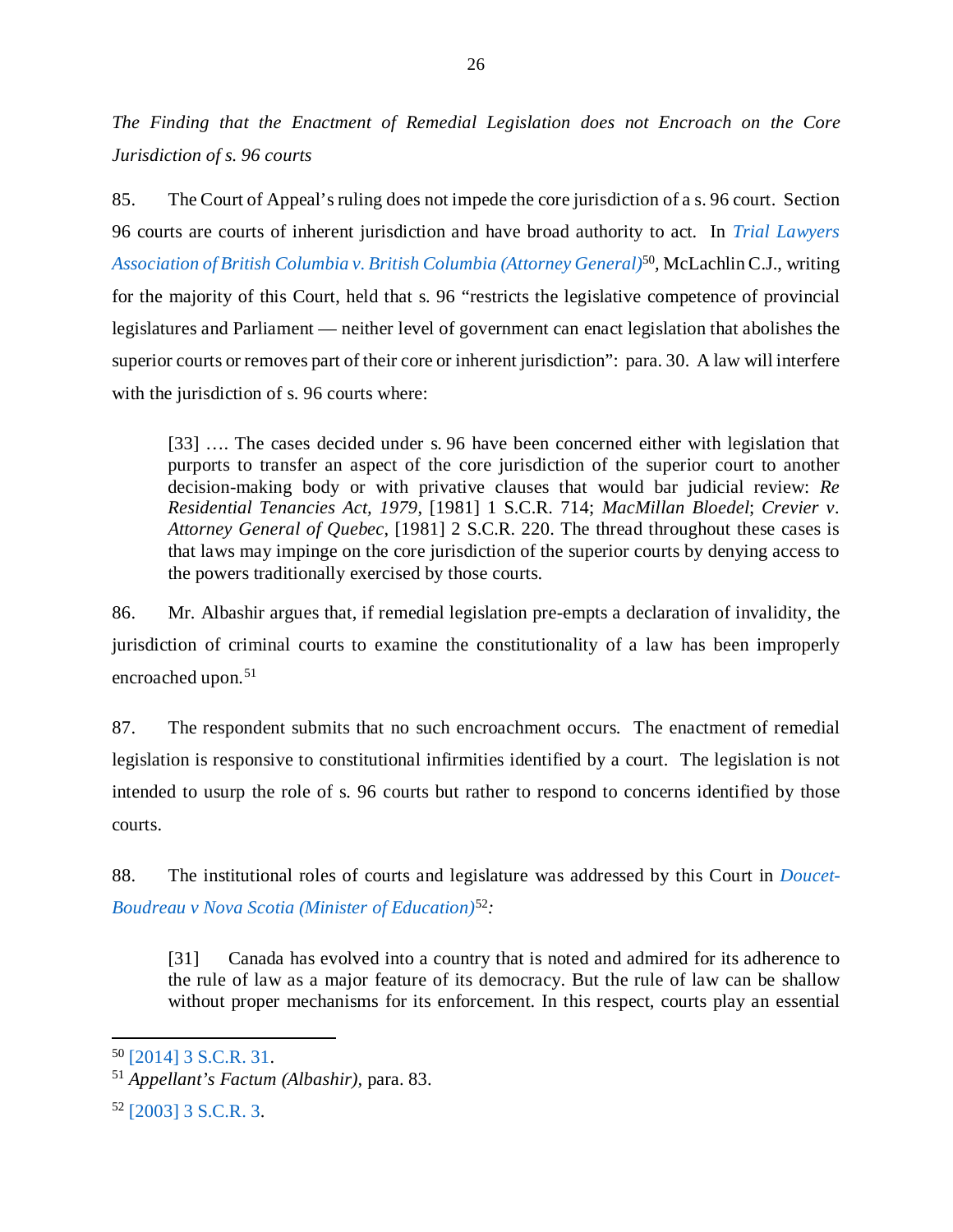*The Finding that the Enactment of Remedial Legislation does not Encroach on the Core Jurisdiction of s. 96 courts*

85. The Court of Appeal's ruling does not impede the core jurisdiction of a s. 96 court. Section 96 courts are courts of inherent jurisdiction and have broad authority to act. In *Trial Lawyers Association of British Columbia v. British Columbia (Attorney General)*[50], McLachlin C.J., writing for the majority of this Court, held that s. 96 "restricts the legislative competence of provincial legislatures and Parliament — neither level of government can enact legislation that abolishes the superior courts or removes part of their core or inherent jurisdiction": para. 30. A law will interfere with the jurisdiction of s. 96 courts where:

> [33] …. The cases decided under s. 96 have been concerned either with legislation that purports to transfer an aspect of the core jurisdiction of the superior court to another decision-making body or with privative clauses that would bar judicial review: *Re Residential Tenancies Act, 1979*, [1981] 1 S.C.R. 714; *MacMillan Bloedel*; *Crevier v. Attorney General of Quebec*, [1981] 2 S.C.R. 220. The thread throughout these cases is that laws may impinge on the core jurisdiction of the superior courts by denying access to the powers traditionally exercised by those courts.

86. Mr. Albashir argues that, if remedial legislation pre-empts a declaration of invalidity, the jurisdiction of criminal courts to examine the constitutionality of a law has been improperly encroached upon.[51]

87. The respondent submits that no such encroachment occurs. The enactment of remedial legislation is responsive to constitutional infirmities identified by a court. The legislation is not intended to usurp the role of s. 96 courts but rather to respond to concerns identified by those courts.

88. The institutional roles of courts and legislature was addressed by this Court in *Doucet-Boudreau v Nova Scotia (Minister of Education)*[52]*:*

> [31] Canada has evolved into a country that is noted and admired for its adherence to the rule of law as a major feature of its democracy. But the rule of law can be shallow without proper mechanisms for its enforcement. In this respect, courts play an essential

---

[50] [2014] 3 S.C.R. 31.

[51] *Appellant's Factum (Albashir),* para. 83.

[52] [2003] 3 S.C.R. 3.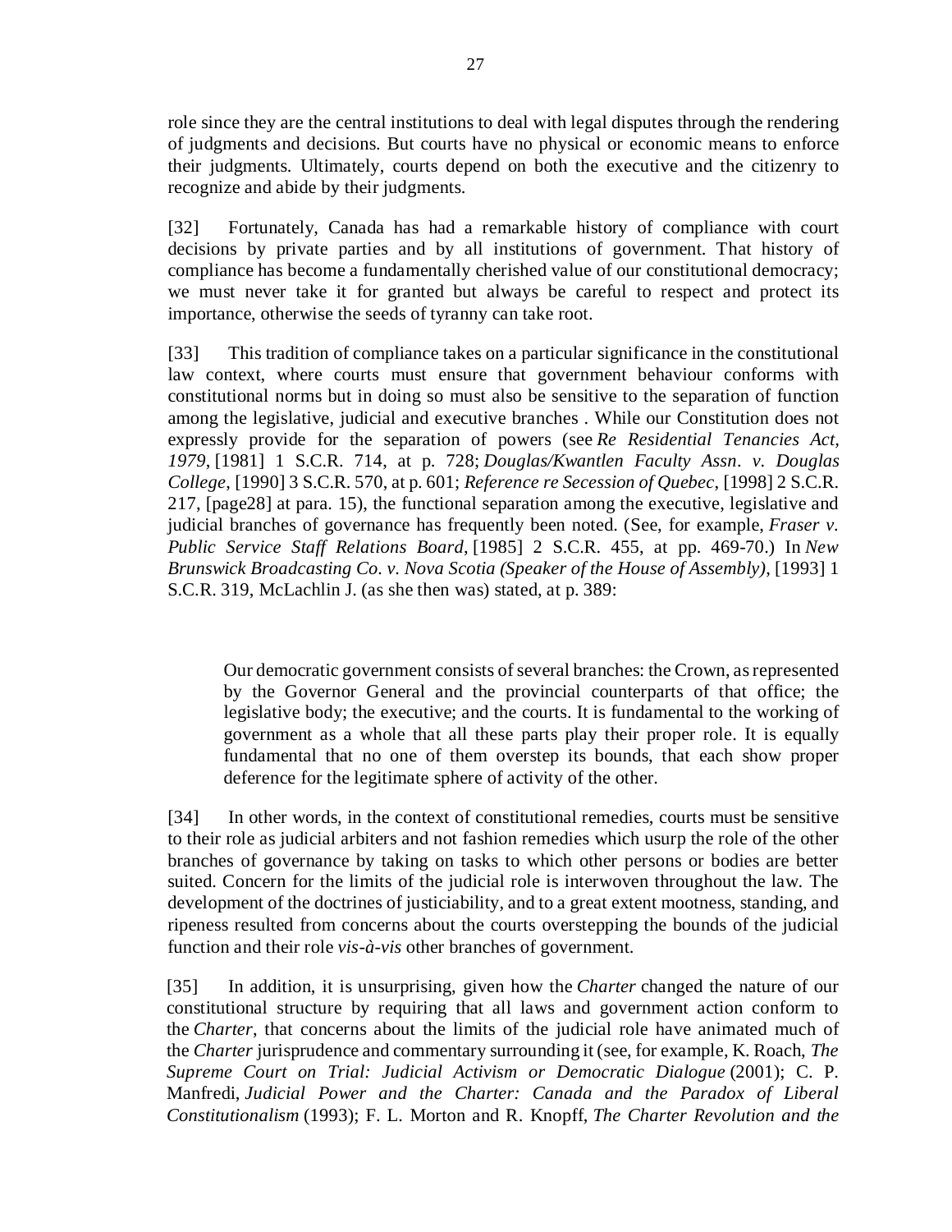role since they are the central institutions to deal with legal disputes through the rendering of judgments and decisions. But courts have no physical or economic means to enforce their judgments. Ultimately, courts depend on both the executive and the citizenry to recognize and abide by their judgments.

[32] Fortunately, Canada has had a remarkable history of compliance with court decisions by private parties and by all institutions of government. That history of compliance has become a fundamentally cherished value of our constitutional democracy; we must never take it for granted but always be careful to respect and protect its importance, otherwise the seeds of tyranny can take root.

[33] This tradition of compliance takes on a particular significance in the constitutional law context, where courts must ensure that government behaviour conforms with constitutional norms but in doing so must also be sensitive to the separation of function among the legislative, judicial and executive branches . While our Constitution does not expressly provide for the separation of powers (see *Re Residential Tenancies Act, 1979*, [1981] 1 S.C.R. 714, at p. 728; *Douglas/Kwantlen Faculty Assn. v. Douglas College*, [1990] 3 S.C.R. 570, at p. 601; *Reference re Secession of Quebec*, [1998] 2 S.C.R. 217, [page28] at para. 15), the functional separation among the executive, legislative and judicial branches of governance has frequently been noted. (See, for example, *Fraser v. Public Service Staff Relations Board*, [1985] 2 S.C.R. 455, at pp. 469-70.) In *New Brunswick Broadcasting Co. v. Nova Scotia (Speaker of the House of Assembly)*, [1993] 1 S.C.R. 319, McLachlin J. (as she then was) stated, at p. 389:

> Our democratic government consists of several branches: the Crown, as represented by the Governor General and the provincial counterparts of that office; the legislative body; the executive; and the courts. It is fundamental to the working of government as a whole that all these parts play their proper role. It is equally fundamental that no one of them overstep its bounds, that each show proper deference for the legitimate sphere of activity of the other.

[34] In other words, in the context of constitutional remedies, courts must be sensitive to their role as judicial arbiters and not fashion remedies which usurp the role of the other branches of governance by taking on tasks to which other persons or bodies are better suited. Concern for the limits of the judicial role is interwoven throughout the law. The development of the doctrines of justiciability, and to a great extent mootness, standing, and ripeness resulted from concerns about the courts overstepping the bounds of the judicial function and their role *vis-à-vis* other branches of government.

[35] In addition, it is unsurprising, given how the *Charter* changed the nature of our constitutional structure by requiring that all laws and government action conform to the *Charter*, that concerns about the limits of the judicial role have animated much of the *Charter* jurisprudence and commentary surrounding it (see, for example, K. Roach, *The Supreme Court on Trial: Judicial Activism or Democratic Dialogue* (2001); C. P. Manfredi, *Judicial Power and the Charter: Canada and the Paradox of Liberal Constitutionalism* (1993); F. L. Morton and R. Knopff, *The Charter Revolution and the*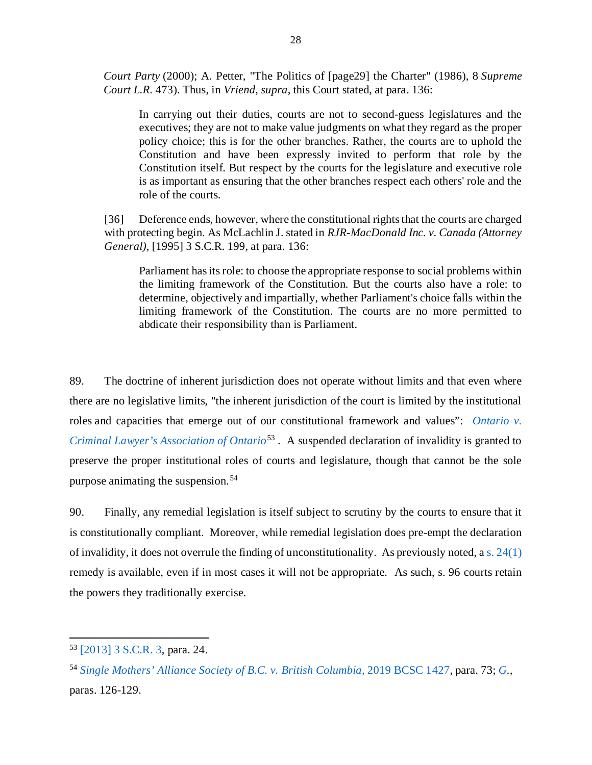*Court Party* (2000); A. Petter, "The Politics of [page29] the Charter" (1986), 8 *Supreme Court L.R.* 473). Thus, in *Vriend, supra*, this Court stated, at para. 136:

> In carrying out their duties, courts are not to second-guess legislatures and the executives; they are not to make value judgments on what they regard as the proper policy choice; this is for the other branches. Rather, the courts are to uphold the Constitution and have been expressly invited to perform that role by the Constitution itself. But respect by the courts for the legislature and executive role is as important as ensuring that the other branches respect each others' role and the role of the courts.

[36] Deference ends, however, where the constitutional rights that the courts are charged with protecting begin. As McLachlin J. stated in *RJR-MacDonald Inc. v. Canada (Attorney General)*, [1995] 3 S.C.R. 199, at para. 136:

> Parliament has its role: to choose the appropriate response to social problems within the limiting framework of the Constitution. But the courts also have a role: to determine, objectively and impartially, whether Parliament's choice falls within the limiting framework of the Constitution. The courts are no more permitted to abdicate their responsibility than is Parliament.

89. The doctrine of inherent jurisdiction does not operate without limits and that even where there are no legislative limits, "the inherent jurisdiction of the court is limited by the institutional roles and capacities that emerge out of our constitutional framework and values": *Ontario v. Criminal Lawyer's Association of Ontario*[53]. A suspended declaration of invalidity is granted to preserve the proper institutional roles of courts and legislature, though that cannot be the sole purpose animating the suspension.[54]

90. Finally, any remedial legislation is itself subject to scrutiny by the courts to ensure that it is constitutionally compliant. Moreover, while remedial legislation does pre-empt the declaration of invalidity, it does not overrule the finding of unconstitutionality. As previously noted, a s. 24(1) remedy is available, even if in most cases it will not be appropriate. As such, s. 96 courts retain the powers they traditionally exercise.

---

[53] [2013] 3 S.C.R. 3, para. 24.

[54] *Single Mothers' Alliance Society of B.C. v. British Columbia*, 2019 BCSC 1427, para. 73; *G.*, paras. 126-129.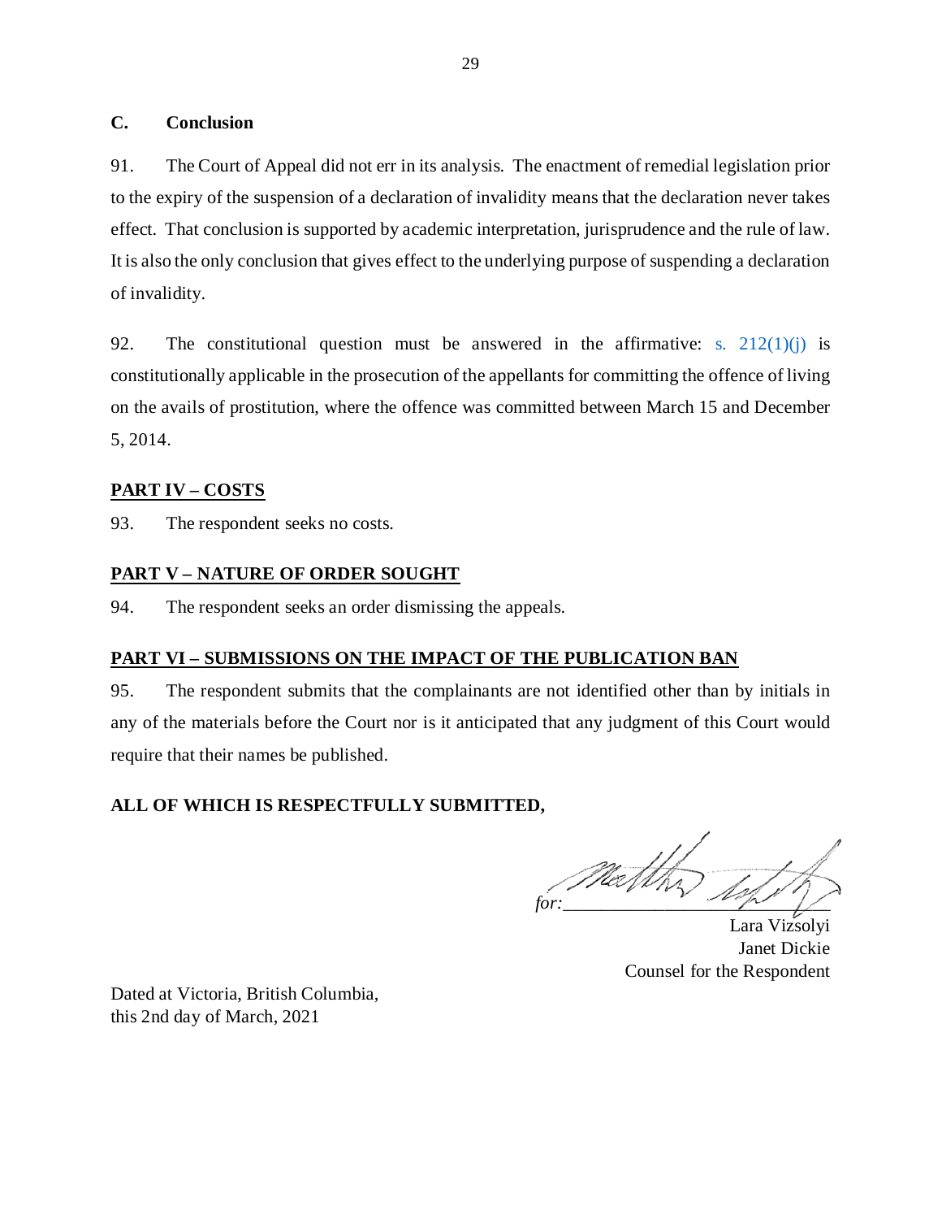### C. Conclusion

91. The Court of Appeal did not err in its analysis. The enactment of remedial legislation prior to the expiry of the suspension of a declaration of invalidity means that the declaration never takes effect. That conclusion is supported by academic interpretation, jurisprudence and the rule of law. It is also the only conclusion that gives effect to the underlying purpose of suspending a declaration of invalidity.

92. The constitutional question must be answered in the affirmative: s. 212(1)(j) is constitutionally applicable in the prosecution of the appellants for committing the offence of living on the avails of prostitution, where the offence was committed between March 15 and December 5, 2014.

## PART IV – COSTS

93. The respondent seeks no costs.

## PART V – NATURE OF ORDER SOUGHT

94. The respondent seeks an order dismissing the appeals.

## PART VI – SUBMISSIONS ON THE IMPACT OF THE PUBLICATION BAN

95. The respondent submits that the complainants are not identified other than by initials in any of the materials before the Court nor is it anticipated that any judgment of this Court would require that their names be published.

**ALL OF WHICH IS RESPECTFULLY SUBMITTED,**

*for:*\_\_\_\_\_\_\_\_\_\_\_\_\_\_\_\_\_\_\_\_\_\_\_\_\_\_

Lara Vizsolyi
Janet Dickie
Counsel for the Respondent

Dated at Victoria, British Columbia,
this 2nd day of March, 2021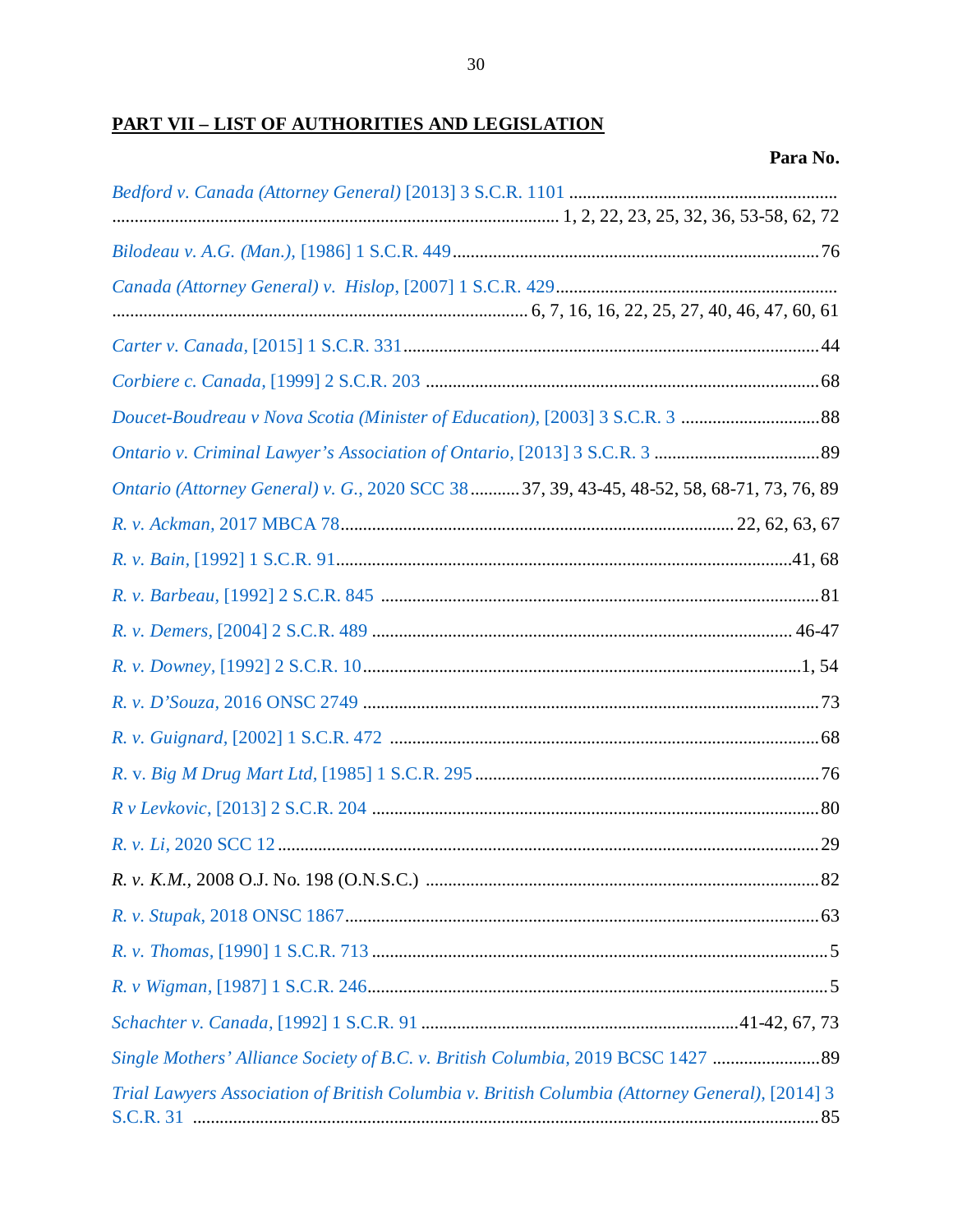## PART VII – LIST OF AUTHORITIES AND LEGISLATION

| | Para No. |
|---|---|
| *Bedford v. Canada (Attorney General)* [2013] 3 S.C.R. 1101 | 1, 2, 22, 23, 25, 32, 36, 53-58, 62, 72 |
| *Bilodeau v. A.G. (Man.),* [1986] 1 S.C.R. 449 | 76 |
| *Canada (Attorney General) v. Hislop,* [2007] 1 S.C.R. 429 | 6, 7, 16, 16, 22, 25, 27, 40, 46, 47, 60, 61 |
| *Carter v. Canada,* [2015] 1 S.C.R. 331 | 44 |
| *Corbiere c. Canada,* [1999] 2 S.C.R. 203 | 68 |
| *Doucet-Boudreau v Nova Scotia (Minister of Education),* [2003] 3 S.C.R. 3 | 88 |
| *Ontario v. Criminal Lawyer's Association of Ontario,* [2013] 3 S.C.R. 3 | 89 |
| *Ontario (Attorney General) v. G.,* 2020 SCC 38 | 37, 39, 43-45, 48-52, 58, 68-71, 73, 76, 89 |
| *R. v. Ackman,* 2017 MBCA 78 | 22, 62, 63, 67 |
| *R. v. Bain,* [1992] 1 S.C.R. 91 | 41, 68 |
| *R. v. Barbeau,* [1992] 2 S.C.R. 845 | 81 |
| *R. v. Demers,* [2004] 2 S.C.R. 489 | 46-47 |
| *R. v. Downey,* [1992] 2 S.C.R. 10 | 1, 54 |
| *R. v. D'Souza,* 2016 ONSC 2749 | 73 |
| *R. v. Guignard,* [2002] 1 S.C.R. 472 | 68 |
| *R.* v. *Big M Drug Mart Ltd,* [1985] 1 S.C.R. 295 | 76 |
| *R v Levkovic,* [2013] 2 S.C.R. 204 | 80 |
| *R. v. Li,* 2020 SCC 12 | 29 |
| *R. v. K.M.,* 2008 O.J. No. 198 (O.N.S.C.) | 82 |
| *R. v. Stupak,* 2018 ONSC 1867 | 63 |
| *R. v. Thomas,* [1990] 1 S.C.R. 713 | 5 |
| *R. v Wigman,* [1987] 1 S.C.R. 246 | 5 |
| *Schachter v. Canada,* [1992] 1 S.C.R. 91 | 41-42, 67, 73 |
| *Single Mothers' Alliance Society of B.C. v. British Columbia,* 2019 BCSC 1427 | 89 |
| *Trial Lawyers Association of British Columbia v. British Columbia (Attorney General),* [2014] 3 S.C.R. 31 | 85 |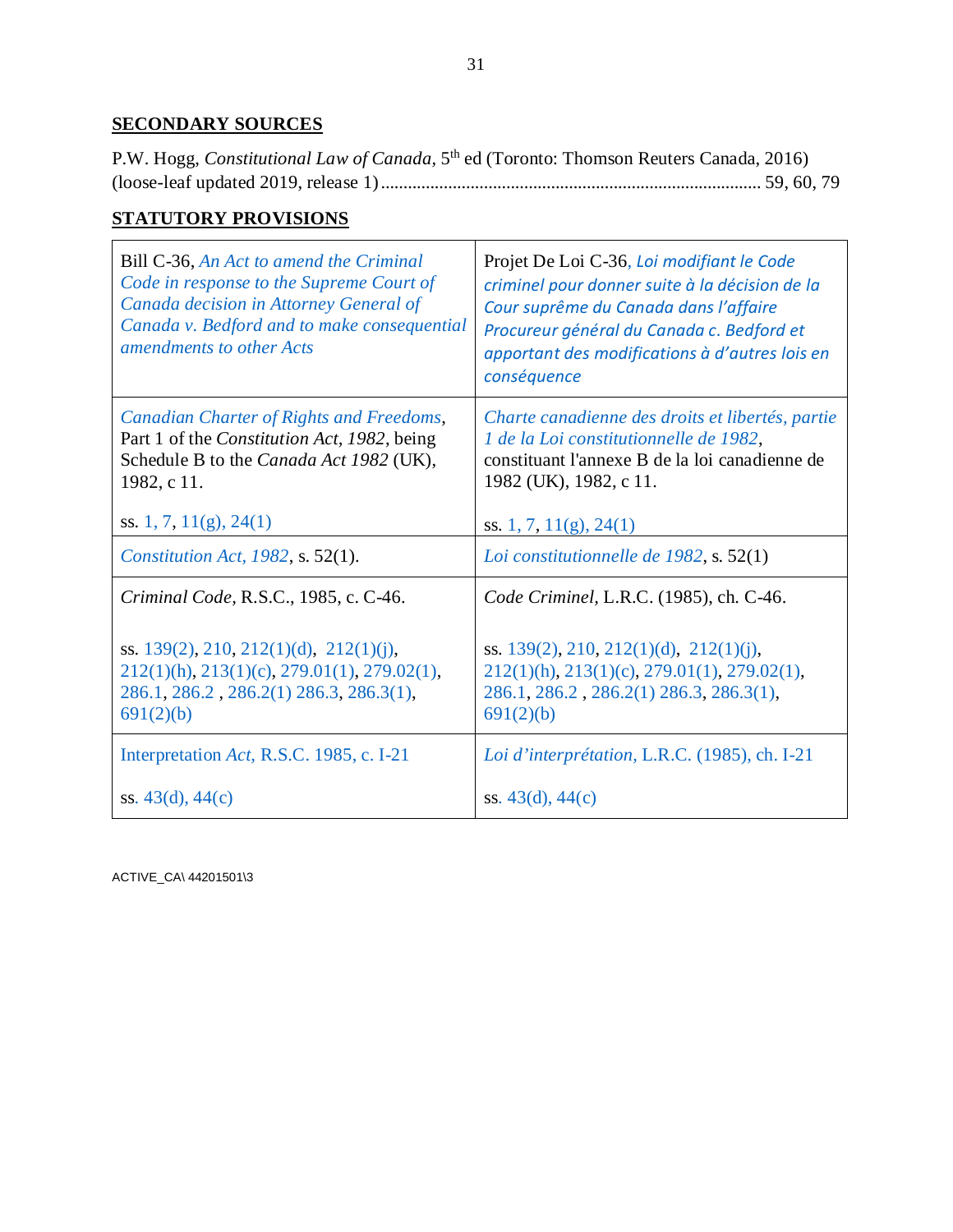## SECONDARY SOURCES

P.W. Hogg, *Constitutional Law of Canada*, 5th ed (Toronto: Thomson Reuters Canada, 2016) (loose-leaf updated 2019, release 1) .................................................................................... 59, 60, 79

## STATUTORY PROVISIONS

| | |
|---|---|
| Bill C-36, *An Act to amend the Criminal Code in response to the Supreme Court of Canada decision in Attorney General of Canada v. Bedford and to make consequential amendments to other Acts* | Projet De Loi C-36, *Loi modifiant le Code criminel pour donner suite à la décision de la Cour suprême du Canada dans l'affaire Procureur général du Canada c. Bedford et apportant des modifications à d'autres lois en conséquence* |
| *Canadian Charter of Rights and Freedoms*, Part 1 of the *Constitution Act, 1982*, being Schedule B to the *Canada Act 1982* (UK), 1982, c 11.<br><br>ss. 1, 7, 11(g), 24(1) | *Charte canadienne des droits et libertés, partie 1 de la Loi constitutionnelle de 1982*, constituant l'annexe B de la loi canadienne de 1982 (UK), 1982, c 11.<br><br>ss. 1, 7, 11(g), 24(1) |
| *Constitution Act, 1982*, s. 52(1). | *Loi constitutionnelle de 1982*, s. 52(1) |
| *Criminal Code,* R.S.C., 1985, c. C-46.<br><br>ss. 139(2), 210, 212(1)(d), 212(1)(j), 212(1)(h), 213(1)(c), 279.01(1), 279.02(1), 286.1, 286.2 , 286.2(1) 286.3, 286.3(1), 691(2)(b) | *Code Criminel,* L.R.C. (1985), ch. C-46.<br><br>ss. 139(2), 210, 212(1)(d), 212(1)(j), 212(1)(h), 213(1)(c), 279.01(1), 279.02(1), 286.1, 286.2 , 286.2(1) 286.3, 286.3(1), 691(2)(b) |
| Interpretation *Act,* R.S.C. 1985, c. I-21<br><br>ss. 43(d), 44(c) | *Loi d'interprétation,* L.R.C. (1985), ch. I-21<br><br>ss. 43(d), 44(c) |

ACTIVE_CA\ 44201501\3